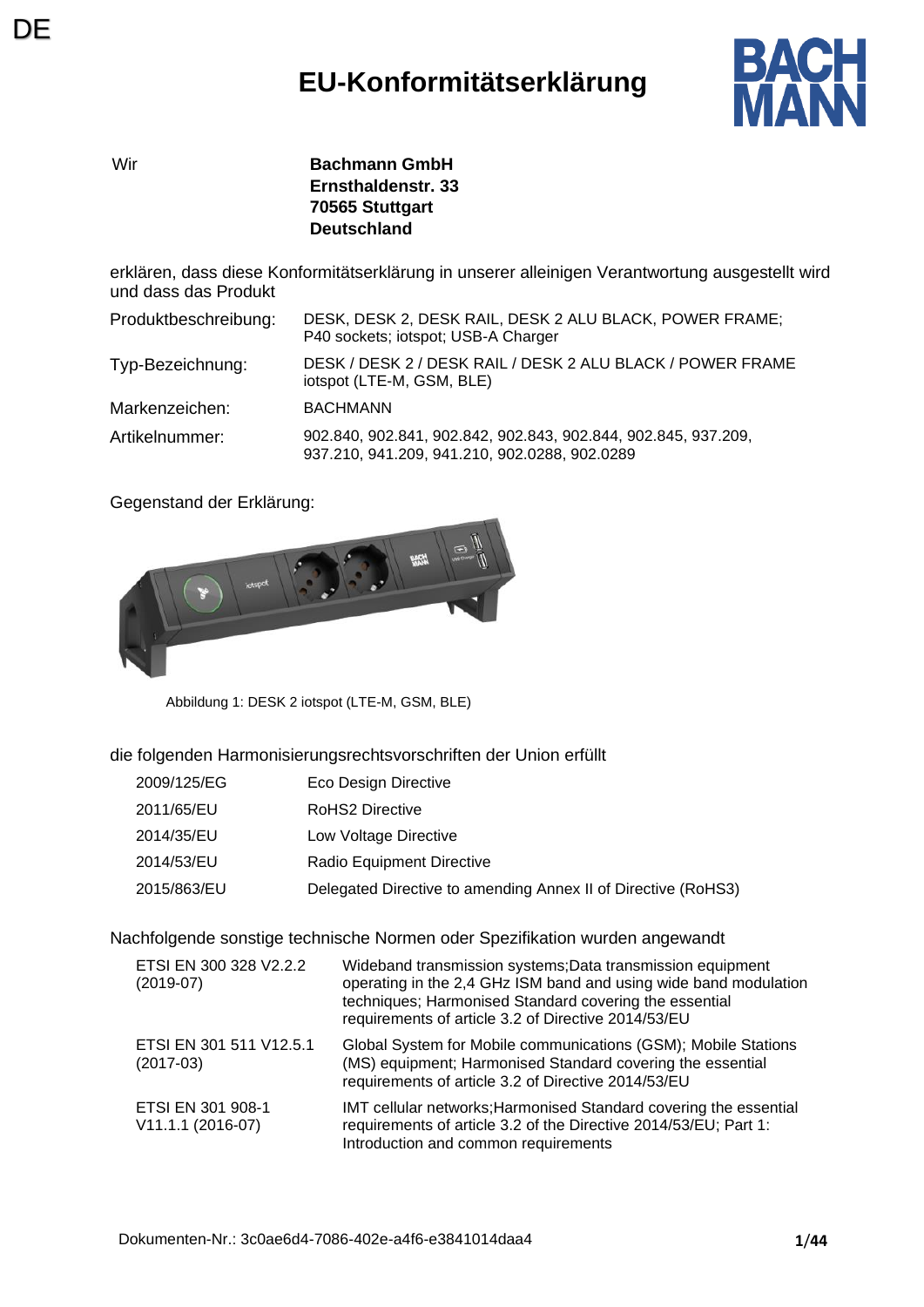DE

# EU-Konformitätserklärung

Wir

**Bachmann GmbH**
**Ernsthaldenstr. 33**
**70565 Stuttgart**
**Deutschland**

erklären, dass diese Konformitätserklärung in unserer alleinigen Verantwortung ausgestellt wird und dass das Produkt

| | |
|---|---|
| Produktbeschreibung: | DESK, DESK 2, DESK RAIL, DESK 2 ALU BLACK, POWER FRAME; P40 sockets; iotspot; USB-A Charger |
| Typ-Bezeichnung: | DESK / DESK 2 / DESK RAIL / DESK 2 ALU BLACK / POWER FRAME iotspot (LTE-M, GSM, BLE) |
| Markenzeichen: | BACHMANN |
| Artikelnummer: | 902.840, 902.841, 902.842, 902.843, 902.844, 902.845, 937.209, 937.210, 941.209, 941.210, 902.0288, 902.0289 |

Gegenstand der Erklärung:

Abbildung 1: DESK 2 iotspot (LTE-M, GSM, BLE)

die folgenden Harmonisierungsrechtsvorschriften der Union erfüllt

| | |
|---|---|
| 2009/125/EG | Eco Design Directive |
| 2011/65/EU | RoHS2 Directive |
| 2014/35/EU | Low Voltage Directive |
| 2014/53/EU | Radio Equipment Directive |
| 2015/863/EU | Delegated Directive to amending Annex II of Directive (RoHS3) |

Nachfolgende sonstige technische Normen oder Spezifikation wurden angewandt

| | |
|---|---|
| ETSI EN 300 328 V2.2.2 (2019-07) | Wideband transmission systems;Data transmission equipment operating in the 2,4 GHz ISM band and using wide band modulation techniques; Harmonised Standard covering the essential requirements of article 3.2 of Directive 2014/53/EU |
| ETSI EN 301 511 V12.5.1 (2017-03) | Global System for Mobile communications (GSM); Mobile Stations (MS) equipment; Harmonised Standard covering the essential requirements of article 3.2 of Directive 2014/53/EU |
| ETSI EN 301 908-1 V11.1.1 (2016-07) | IMT cellular networks;Harmonised Standard covering the essential requirements of article 3.2 of the Directive 2014/53/EU; Part 1: Introduction and common requirements |

Dokumenten-Nr.: 3c0ae6d4-7086-402e-a4f6-e3841014daa4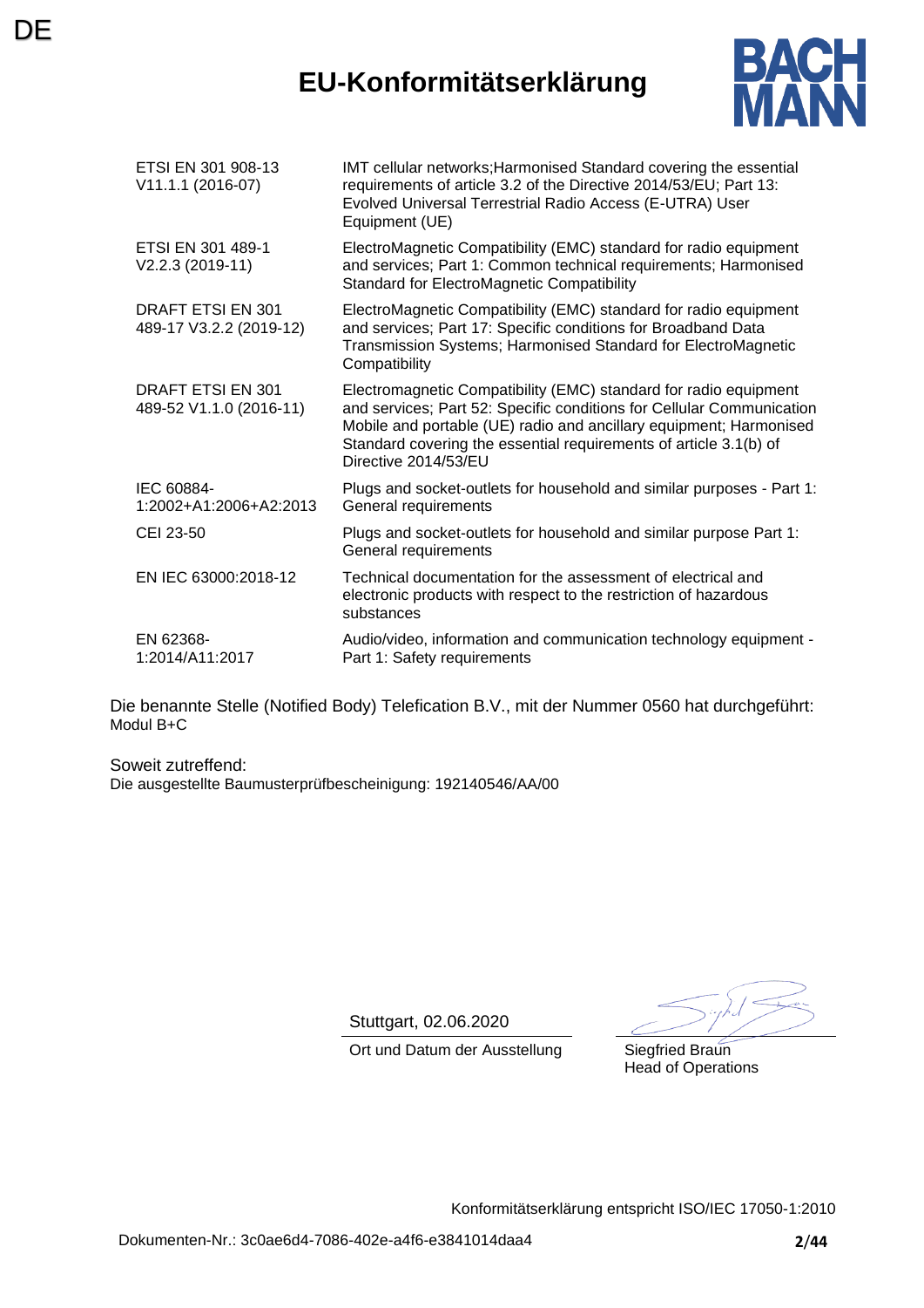DE

# EU-Konformitätserklärung

| | |
|---|---|
| ETSI EN 301 908-13 V11.1.1 (2016-07) | IMT cellular networks;Harmonised Standard covering the essential requirements of article 3.2 of the Directive 2014/53/EU; Part 13: Evolved Universal Terrestrial Radio Access (E-UTRA) User Equipment (UE) |
| ETSI EN 301 489-1 V2.2.3 (2019-11) | ElectroMagnetic Compatibility (EMC) standard for radio equipment and services; Part 1: Common technical requirements; Harmonised Standard for ElectroMagnetic Compatibility |
| DRAFT ETSI EN 301 489-17 V3.2.2 (2019-12) | ElectroMagnetic Compatibility (EMC) standard for radio equipment and services; Part 17: Specific conditions for Broadband Data Transmission Systems; Harmonised Standard for ElectroMagnetic Compatibility |
| DRAFT ETSI EN 301 489-52 V1.1.0 (2016-11) | Electromagnetic Compatibility (EMC) standard for radio equipment and services; Part 52: Specific conditions for Cellular Communication Mobile and portable (UE) radio and ancillary equipment; Harmonised Standard covering the essential requirements of article 3.1(b) of Directive 2014/53/EU |
| IEC 60884-1:2002+A1:2006+A2:2013 | Plugs and socket-outlets for household and similar purposes - Part 1: General requirements |
| CEI 23-50 | Plugs and socket-outlets for household and similar purpose Part 1: General requirements |
| EN IEC 63000:2018-12 | Technical documentation for the assessment of electrical and electronic products with respect to the restriction of hazardous substances |
| EN 62368-1:2014/A11:2017 | Audio/video, information and communication technology equipment - Part 1: Safety requirements |

Die benannte Stelle (Notified Body) Telefication B.V., mit der Nummer 0560 hat durchgeführt:
Modul B+C

Soweit zutreffend:
Die ausgestellte Baumusterprüfbescheinigung: 192140546/AA/00

Stuttgart, 02.06.2020
Ort und Datum der Ausstellung

Siegfried Braun
Head of Operations

Konformitätserklärung entspricht ISO/IEC 17050-1:2010

Dokumenten-Nr.: 3c0ae6d4-7086-402e-a4f6-e3841014daa4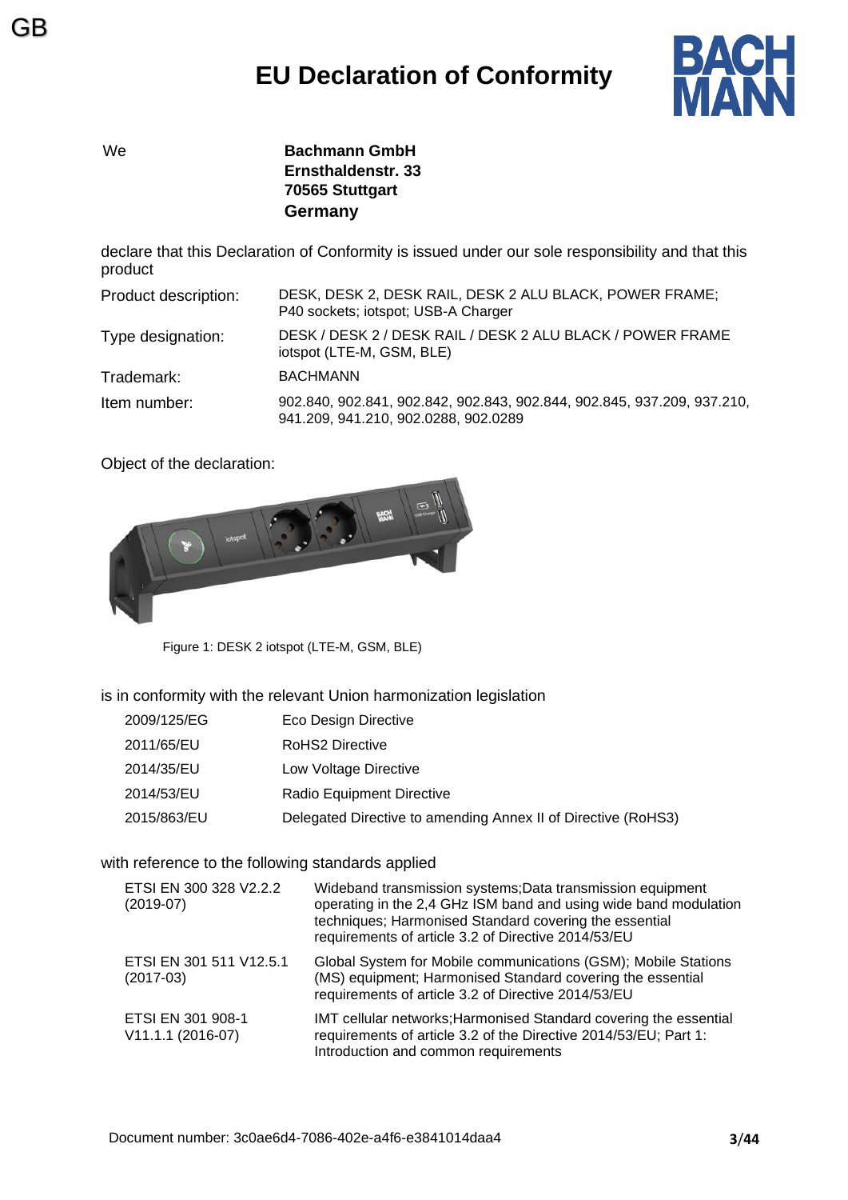GB

# EU Declaration of Conformity

We **Bachmann GmbH**
**Ernsthaldenstr. 33**
**70565 Stuttgart**
**Germany**

declare that this Declaration of Conformity is issued under our sole responsibility and that this product

| | |
|---|---|
| Product description: | DESK, DESK 2, DESK RAIL, DESK 2 ALU BLACK, POWER FRAME; P40 sockets; iotspot; USB-A Charger |
| Type designation: | DESK / DESK 2 / DESK RAIL / DESK 2 ALU BLACK / POWER FRAME iotspot (LTE-M, GSM, BLE) |
| Trademark: | BACHMANN |
| Item number: | 902.840, 902.841, 902.842, 902.843, 902.844, 902.845, 937.209, 937.210, 941.209, 941.210, 902.0288, 902.0289 |

Object of the declaration:

Figure 1: DESK 2 iotspot (LTE-M, GSM, BLE)

is in conformity with the relevant Union harmonization legislation

| | |
|---|---|
| 2009/125/EG | Eco Design Directive |
| 2011/65/EU | RoHS2 Directive |
| 2014/35/EU | Low Voltage Directive |
| 2014/53/EU | Radio Equipment Directive |
| 2015/863/EU | Delegated Directive to amending Annex II of Directive (RoHS3) |

with reference to the following standards applied

| | |
|---|---|
| ETSI EN 300 328 V2.2.2 (2019-07) | Wideband transmission systems;Data transmission equipment operating in the 2,4 GHz ISM band and using wide band modulation techniques; Harmonised Standard covering the essential requirements of article 3.2 of Directive 2014/53/EU |
| ETSI EN 301 511 V12.5.1 (2017-03) | Global System for Mobile communications (GSM); Mobile Stations (MS) equipment; Harmonised Standard covering the essential requirements of article 3.2 of Directive 2014/53/EU |
| ETSI EN 301 908-1 V11.1.1 (2016-07) | IMT cellular networks;Harmonised Standard covering the essential requirements of article 3.2 of the Directive 2014/53/EU; Part 1: Introduction and common requirements |

Document number: 3c0ae6d4-7086-402e-a4f6-e3841014daa4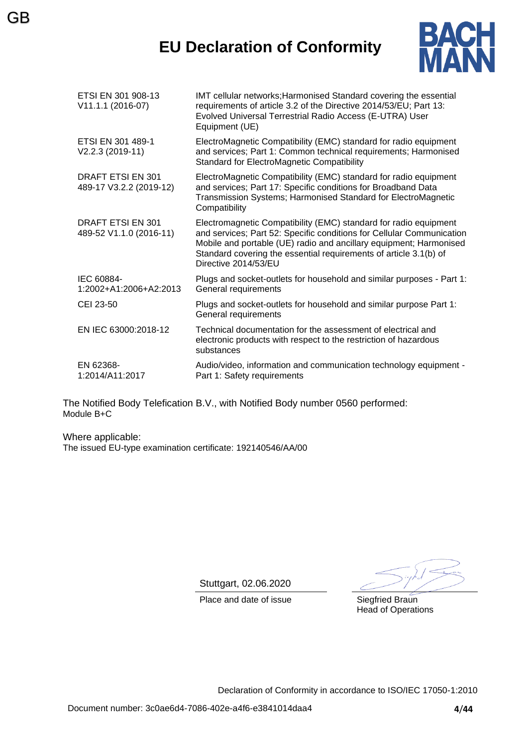GB

# EU Declaration of Conformity

BACH MANN

| | |
|---|---|
| ETSI EN 301 908-13 V11.1.1 (2016-07) | IMT cellular networks;Harmonised Standard covering the essential requirements of article 3.2 of the Directive 2014/53/EU; Part 13: Evolved Universal Terrestrial Radio Access (E-UTRA) User Equipment (UE) |
| ETSI EN 301 489-1 V2.2.3 (2019-11) | ElectroMagnetic Compatibility (EMC) standard for radio equipment and services; Part 1: Common technical requirements; Harmonised Standard for ElectroMagnetic Compatibility |
| DRAFT ETSI EN 301 489-17 V3.2.2 (2019-12) | ElectroMagnetic Compatibility (EMC) standard for radio equipment and services; Part 17: Specific conditions for Broadband Data Transmission Systems; Harmonised Standard for ElectroMagnetic Compatibility |
| DRAFT ETSI EN 301 489-52 V1.1.0 (2016-11) | Electromagnetic Compatibility (EMC) standard for radio equipment and services; Part 52: Specific conditions for Cellular Communication Mobile and portable (UE) radio and ancillary equipment; Harmonised Standard covering the essential requirements of article 3.1(b) of Directive 2014/53/EU |
| IEC 60884-1:2002+A1:2006+A2:2013 | Plugs and socket-outlets for household and similar purposes - Part 1: General requirements |
| CEI 23-50 | Plugs and socket-outlets for household and similar purpose Part 1: General requirements |
| EN IEC 63000:2018-12 | Technical documentation for the assessment of electrical and electronic products with respect to the restriction of hazardous substances |
| EN 62368-1:2014/A11:2017 | Audio/video, information and communication technology equipment - Part 1: Safety requirements |

The Notified Body Telefication B.V., with Notified Body number 0560 performed:
Module B+C

Where applicable:
The issued EU-type examination certificate: 192140546/AA/00

Stuttgart, 02.06.2020

Place and date of issue

Siegfried Braun
Head of Operations

Declaration of Conformity in accordance to ISO/IEC 17050-1:2010

Document number: 3c0ae6d4-7086-402e-a4f6-e3841014daa4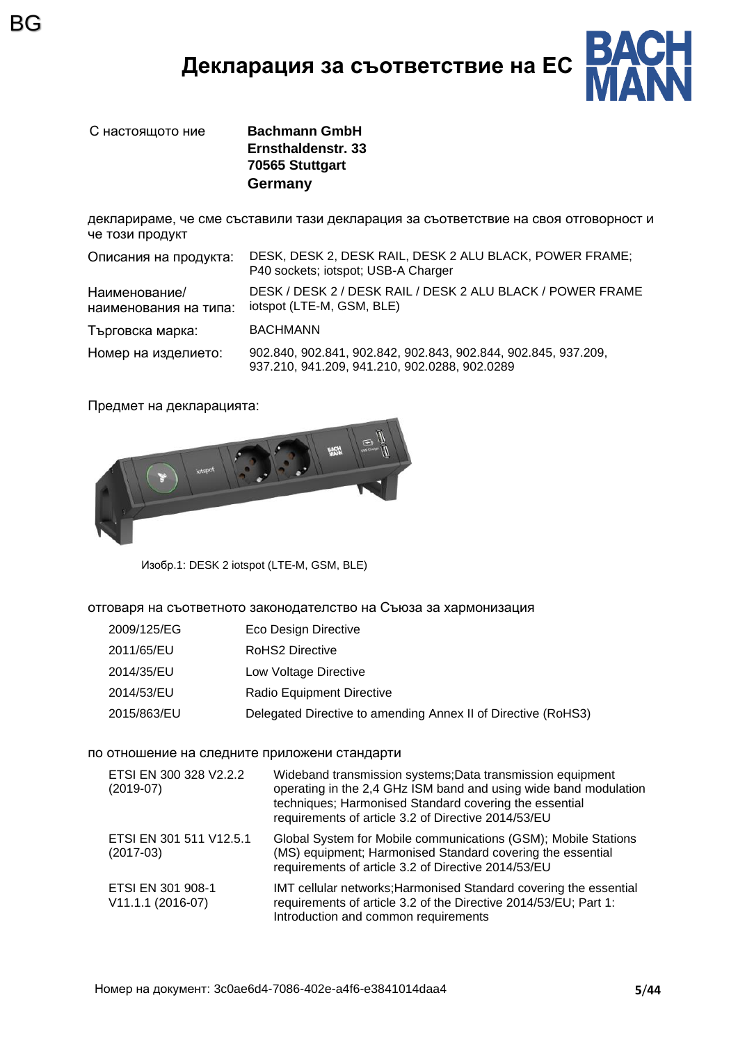BG

# Декларация за съответствие на ЕС

| С настоящото ние | **Bachmann GmbH**<br>**Ernsthaldenstr. 33**<br>**70565 Stuttgart**<br>**Germany** |
|---|---|

декларираме, че сме съставили тази декларация за съответствие на своя отговорност и че този продукт

| | |
|---|---|
| Описания на продукта: | DESK, DESK 2, DESK RAIL, DESK 2 ALU BLACK, POWER FRAME; P40 sockets; iotspot; USB-A Charger |
| Наименование/ наименования на типа: | DESK / DESK 2 / DESK RAIL / DESK 2 ALU BLACK / POWER FRAME iotspot (LTE-M, GSM, BLE) |
| Търговска марка: | BACHMANN |
| Номер на изделието: | 902.840, 902.841, 902.842, 902.843, 902.844, 902.845, 937.209, 937.210, 941.209, 941.210, 902.0288, 902.0289 |

Предмет на декларацията:

Изобр.1: DESK 2 iotspot (LTE-M, GSM, BLE)

отговаря на съответното законодателство на Съюза за хармонизация

| | |
|---|---|
| 2009/125/EG | Eco Design Directive |
| 2011/65/EU | RoHS2 Directive |
| 2014/35/EU | Low Voltage Directive |
| 2014/53/EU | Radio Equipment Directive |
| 2015/863/EU | Delegated Directive to amending Annex II of Directive (RoHS3) |

по отношение на следните приложени стандарти

| | |
|---|---|
| ETSI EN 300 328 V2.2.2 (2019-07) | Wideband transmission systems;Data transmission equipment operating in the 2,4 GHz ISM band and using wide band modulation techniques; Harmonised Standard covering the essential requirements of article 3.2 of Directive 2014/53/EU |
| ETSI EN 301 511 V12.5.1 (2017-03) | Global System for Mobile communications (GSM); Mobile Stations (MS) equipment; Harmonised Standard covering the essential requirements of article 3.2 of Directive 2014/53/EU |
| ETSI EN 301 908-1 V11.1.1 (2016-07) | IMT cellular networks;Harmonised Standard covering the essential requirements of article 3.2 of the Directive 2014/53/EU; Part 1: Introduction and common requirements |

Номер на документ: 3c0ae6d4-7086-402e-a4f6-e3841014daa4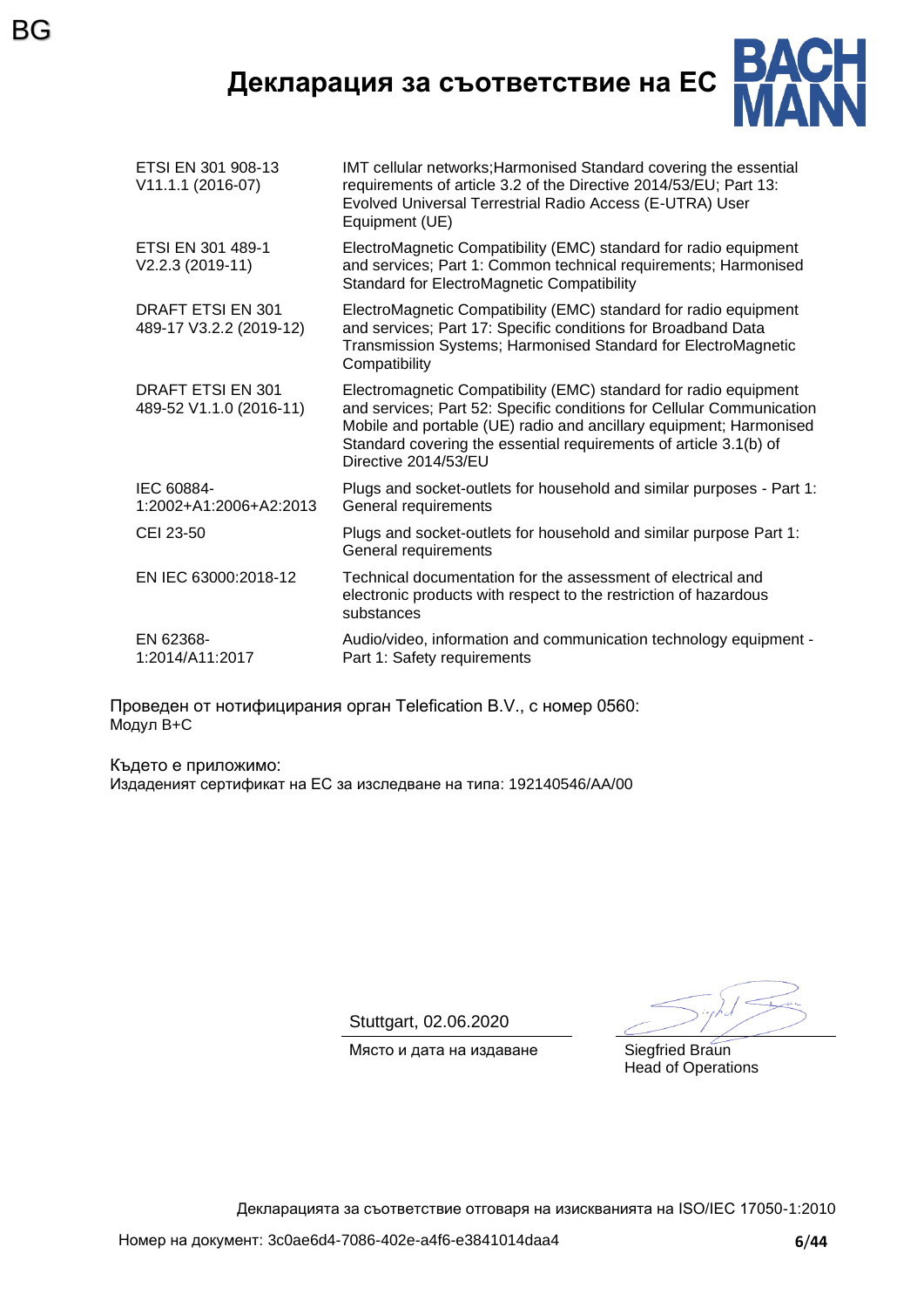# Декларация за съответствие на ЕС

| | |
|---|---|
| ETSI EN 301 908-13 V11.1.1 (2016-07) | IMT cellular networks;Harmonised Standard covering the essential requirements of article 3.2 of the Directive 2014/53/EU; Part 13: Evolved Universal Terrestrial Radio Access (E-UTRA) User Equipment (UE) |
| ETSI EN 301 489-1 V2.2.3 (2019-11) | ElectroMagnetic Compatibility (EMC) standard for radio equipment and services; Part 1: Common technical requirements; Harmonised Standard for ElectroMagnetic Compatibility |
| DRAFT ETSI EN 301 489-17 V3.2.2 (2019-12) | ElectroMagnetic Compatibility (EMC) standard for radio equipment and services; Part 17: Specific conditions for Broadband Data Transmission Systems; Harmonised Standard for ElectroMagnetic Compatibility |
| DRAFT ETSI EN 301 489-52 V1.1.0 (2016-11) | Electromagnetic Compatibility (EMC) standard for radio equipment and services; Part 52: Specific conditions for Cellular Communication Mobile and portable (UE) radio and ancillary equipment; Harmonised Standard covering the essential requirements of article 3.1(b) of Directive 2014/53/EU |
| IEC 60884-1:2002+A1:2006+A2:2013 | Plugs and socket-outlets for household and similar purposes - Part 1: General requirements |
| CEI 23-50 | Plugs and socket-outlets for household and similar purpose Part 1: General requirements |
| EN IEC 63000:2018-12 | Technical documentation for the assessment of electrical and electronic products with respect to the restriction of hazardous substances |
| EN 62368-1:2014/A11:2017 | Audio/video, information and communication technology equipment - Part 1: Safety requirements |

Проведен от нотифицирания орган Telefication B.V., с номер 0560:
Модул B+C

Където е приложимо:
Издаденият сертификат на ЕС за изследване на типа: 192140546/AA/00

Stuttgart, 02.06.2020
Място и дата на издаване

Siegfried Braun
Head of Operations

Декларацията за съответствие отговаря на изискванията на ISO/IEC 17050-1:2010

Номер на документ: 3c0ae6d4-7086-402e-a4f6-e3841014daa4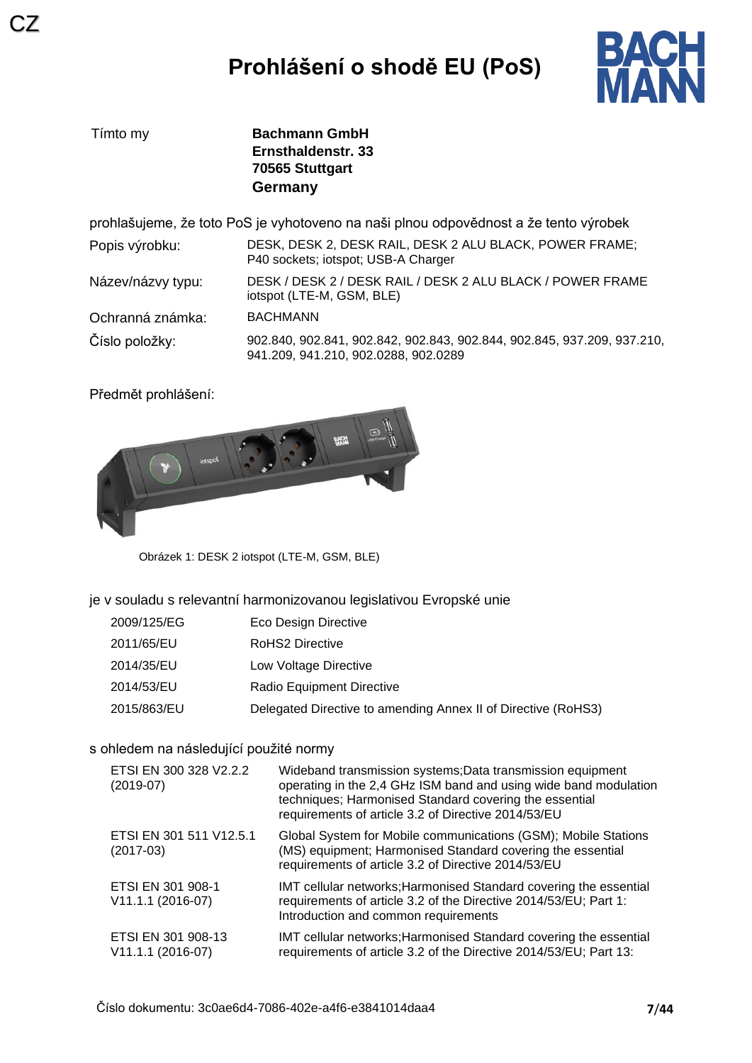CZ

# Prohlášení o shodě EU (PoS)

| | |
|---|---|
| Tímto my | **Bachmann GmbH**<br>**Ernsthaldenstr. 33**<br>**70565 Stuttgart**<br>**Germany** |

prohlašujeme, že toto PoS je vyhotoveno na naši plnou odpovědnost a že tento výrobek

| | |
|---|---|
| Popis výrobku: | DESK, DESK 2, DESK RAIL, DESK 2 ALU BLACK, POWER FRAME; P40 sockets; iotspot; USB-A Charger |
| Název/názvy typu: | DESK / DESK 2 / DESK RAIL / DESK 2 ALU BLACK / POWER FRAME iotspot (LTE-M, GSM, BLE) |
| Ochranná známka: | BACHMANN |
| Číslo položky: | 902.840, 902.841, 902.842, 902.843, 902.844, 902.845, 937.209, 937.210, 941.209, 941.210, 902.0288, 902.0289 |

Předmět prohlášení:

Obrázek 1: DESK 2 iotspot (LTE-M, GSM, BLE)

je v souladu s relevantní harmonizovanou legislativou Evropské unie

| | |
|---|---|
| 2009/125/EG | Eco Design Directive |
| 2011/65/EU | RoHS2 Directive |
| 2014/35/EU | Low Voltage Directive |
| 2014/53/EU | Radio Equipment Directive |
| 2015/863/EU | Delegated Directive to amending Annex II of Directive (RoHS3) |

s ohledem na následující použité normy

| | |
|---|---|
| ETSI EN 300 328 V2.2.2 (2019-07) | Wideband transmission systems;Data transmission equipment operating in the 2,4 GHz ISM band and using wide band modulation techniques; Harmonised Standard covering the essential requirements of article 3.2 of Directive 2014/53/EU |
| ETSI EN 301 511 V12.5.1 (2017-03) | Global System for Mobile communications (GSM); Mobile Stations (MS) equipment; Harmonised Standard covering the essential requirements of article 3.2 of Directive 2014/53/EU |
| ETSI EN 301 908-1 V11.1.1 (2016-07) | IMT cellular networks;Harmonised Standard covering the essential requirements of article 3.2 of the Directive 2014/53/EU; Part 1: Introduction and common requirements |
| ETSI EN 301 908-13 V11.1.1 (2016-07) | IMT cellular networks;Harmonised Standard covering the essential requirements of article 3.2 of the Directive 2014/53/EU; Part 13: |

Číslo dokumentu: 3c0ae6d4-7086-402e-a4f6-e3841014daa4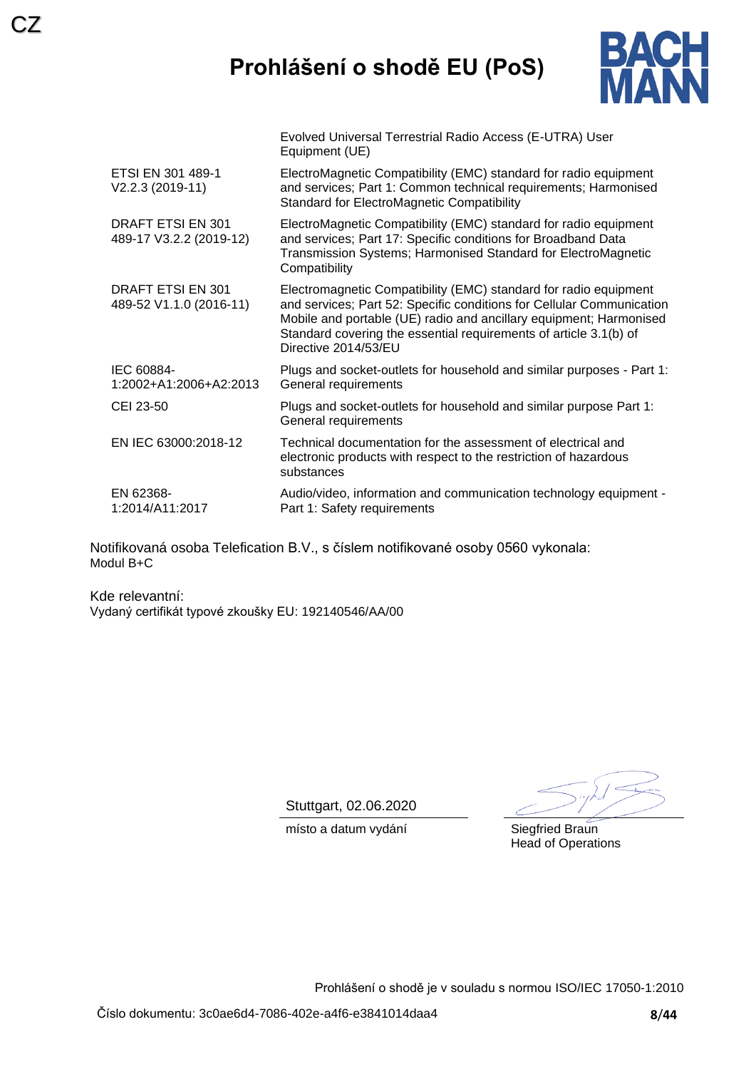# Prohlášení o shodě EU (PoS)

| | |
|---|---|
| | Evolved Universal Terrestrial Radio Access (E-UTRA) User Equipment (UE) |
| ETSI EN 301 489-1 V2.2.3 (2019-11) | ElectroMagnetic Compatibility (EMC) standard for radio equipment and services; Part 1: Common technical requirements; Harmonised Standard for ElectroMagnetic Compatibility |
| DRAFT ETSI EN 301 489-17 V3.2.2 (2019-12) | ElectroMagnetic Compatibility (EMC) standard for radio equipment and services; Part 17: Specific conditions for Broadband Data Transmission Systems; Harmonised Standard for ElectroMagnetic Compatibility |
| DRAFT ETSI EN 301 489-52 V1.1.0 (2016-11) | Electromagnetic Compatibility (EMC) standard for radio equipment and services; Part 52: Specific conditions for Cellular Communication Mobile and portable (UE) radio and ancillary equipment; Harmonised Standard covering the essential requirements of article 3.1(b) of Directive 2014/53/EU |
| IEC 60884-1:2002+A1:2006+A2:2013 | Plugs and socket-outlets for household and similar purposes - Part 1: General requirements |
| CEI 23-50 | Plugs and socket-outlets for household and similar purpose Part 1: General requirements |
| EN IEC 63000:2018-12 | Technical documentation for the assessment of electrical and electronic products with respect to the restriction of hazardous substances |
| EN 62368-1:2014/A11:2017 | Audio/video, information and communication technology equipment - Part 1: Safety requirements |

Notifikovaná osoba Telefication B.V., s číslem notifikované osoby 0560 vykonala:
Modul B+C

Kde relevantní:
Vydaný certifikát typové zkoušky EU: 192140546/AA/00

Stuttgart, 02.06.2020
místo a datum vydání

Siegfried Braun
Head of Operations

Prohlášení o shodě je v souladu s normou ISO/IEC 17050-1:2010

Číslo dokumentu: 3c0ae6d4-7086-402e-a4f6-e3841014daa4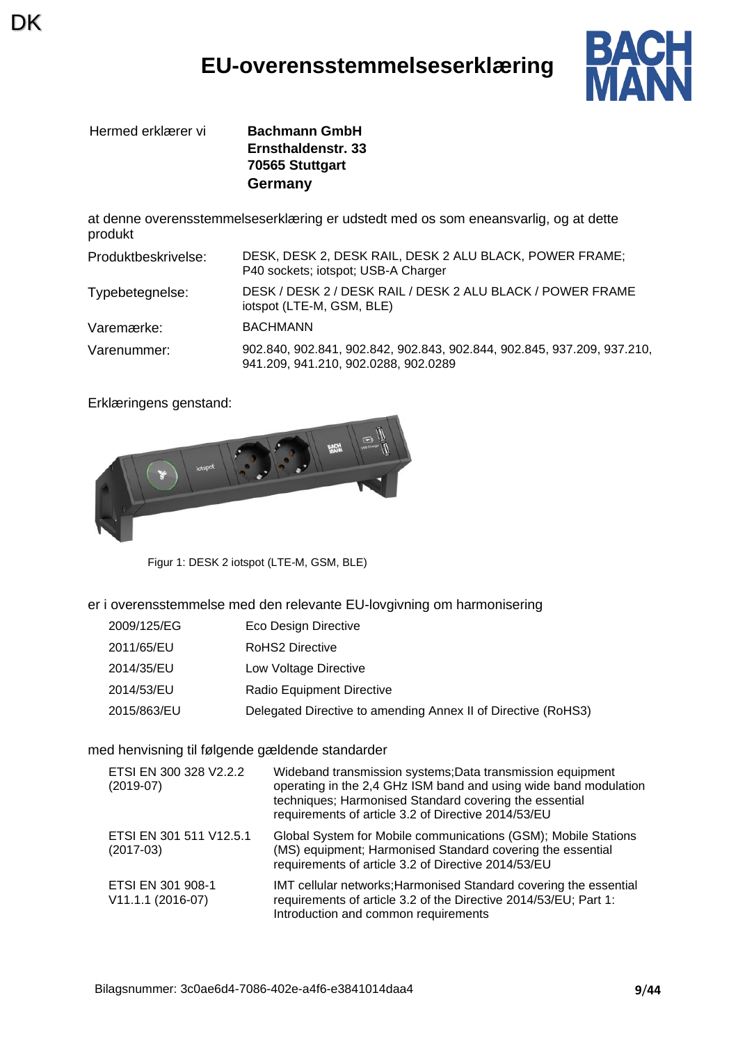DK

# EU-overensstemmelseserklæring

Hermed erklærer vi **Bachmann GmbH**
**Ernsthaldenstr. 33**
**70565 Stuttgart**
**Germany**

at denne overensstemmelseserklæring er udstedt med os som eneansvarlig, og at dette produkt

| | |
|---|---|
| Produktbeskrivelse: | DESK, DESK 2, DESK RAIL, DESK 2 ALU BLACK, POWER FRAME; P40 sockets; iotspot; USB-A Charger |
| Typebetegnelse: | DESK / DESK 2 / DESK RAIL / DESK 2 ALU BLACK / POWER FRAME iotspot (LTE-M, GSM, BLE) |
| Varemærke: | BACHMANN |
| Varenummer: | 902.840, 902.841, 902.842, 902.843, 902.844, 902.845, 937.209, 937.210, 941.209, 941.210, 902.0288, 902.0289 |

Erklæringens genstand:

Figur 1: DESK 2 iotspot (LTE-M, GSM, BLE)

er i overensstemmelse med den relevante EU-lovgivning om harmonisering

| | |
|---|---|
| 2009/125/EG | Eco Design Directive |
| 2011/65/EU | RoHS2 Directive |
| 2014/35/EU | Low Voltage Directive |
| 2014/53/EU | Radio Equipment Directive |
| 2015/863/EU | Delegated Directive to amending Annex II of Directive (RoHS3) |

med henvisning til følgende gældende standarder

| | |
|---|---|
| ETSI EN 300 328 V2.2.2 (2019-07) | Wideband transmission systems;Data transmission equipment operating in the 2,4 GHz ISM band and using wide band modulation techniques; Harmonised Standard covering the essential requirements of article 3.2 of Directive 2014/53/EU |
| ETSI EN 301 511 V12.5.1 (2017-03) | Global System for Mobile communications (GSM); Mobile Stations (MS) equipment; Harmonised Standard covering the essential requirements of article 3.2 of Directive 2014/53/EU |
| ETSI EN 301 908-1 V11.1.1 (2016-07) | IMT cellular networks;Harmonised Standard covering the essential requirements of article 3.2 of the Directive 2014/53/EU; Part 1: Introduction and common requirements |

Bilagsnummer: 3c0ae6d4-7086-402e-a4f6-e3841014daa4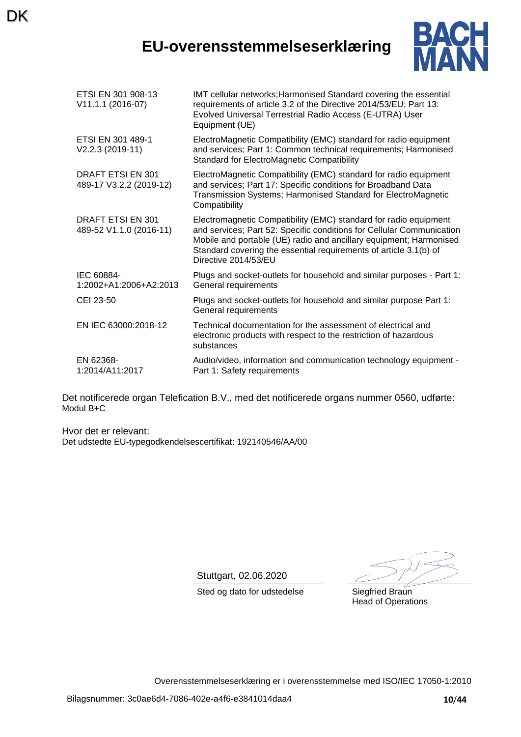DK

# EU-overensstemmelseserklæring

| | |
|---|---|
| ETSI EN 301 908-13 V11.1.1 (2016-07) | IMT cellular networks;Harmonised Standard covering the essential requirements of article 3.2 of the Directive 2014/53/EU; Part 13: Evolved Universal Terrestrial Radio Access (E-UTRA) User Equipment (UE) |
| ETSI EN 301 489-1 V2.2.3 (2019-11) | ElectroMagnetic Compatibility (EMC) standard for radio equipment and services; Part 1: Common technical requirements; Harmonised Standard for ElectroMagnetic Compatibility |
| DRAFT ETSI EN 301 489-17 V3.2.2 (2019-12) | ElectroMagnetic Compatibility (EMC) standard for radio equipment and services; Part 17: Specific conditions for Broadband Data Transmission Systems; Harmonised Standard for ElectroMagnetic Compatibility |
| DRAFT ETSI EN 301 489-52 V1.1.0 (2016-11) | Electromagnetic Compatibility (EMC) standard for radio equipment and services; Part 52: Specific conditions for Cellular Communication Mobile and portable (UE) radio and ancillary equipment; Harmonised Standard covering the essential requirements of article 3.1(b) of Directive 2014/53/EU |
| IEC 60884-1:2002+A1:2006+A2:2013 | Plugs and socket-outlets for household and similar purposes - Part 1: General requirements |
| CEI 23-50 | Plugs and socket-outlets for household and similar purpose Part 1: General requirements |
| EN IEC 63000:2018-12 | Technical documentation for the assessment of electrical and electronic products with respect to the restriction of hazardous substances |
| EN 62368-1:2014/A11:2017 | Audio/video, information and communication technology equipment - Part 1: Safety requirements |

Det notificerede organ Telefication B.V., med det notificerede organs nummer 0560, udførte:
Modul B+C

Hvor det er relevant:
Det udstedte EU-typegodkendelsescertifikat: 192140546/AA/00

Stuttgart, 02.06.2020
Sted og dato for udstedelse

Siegfried Braun
Head of Operations

Overensstemmelseserklæring er i overensstemmelse med ISO/IEC 17050-1:2010

Bilagsnummer: 3c0ae6d4-7086-402e-a4f6-e3841014daa4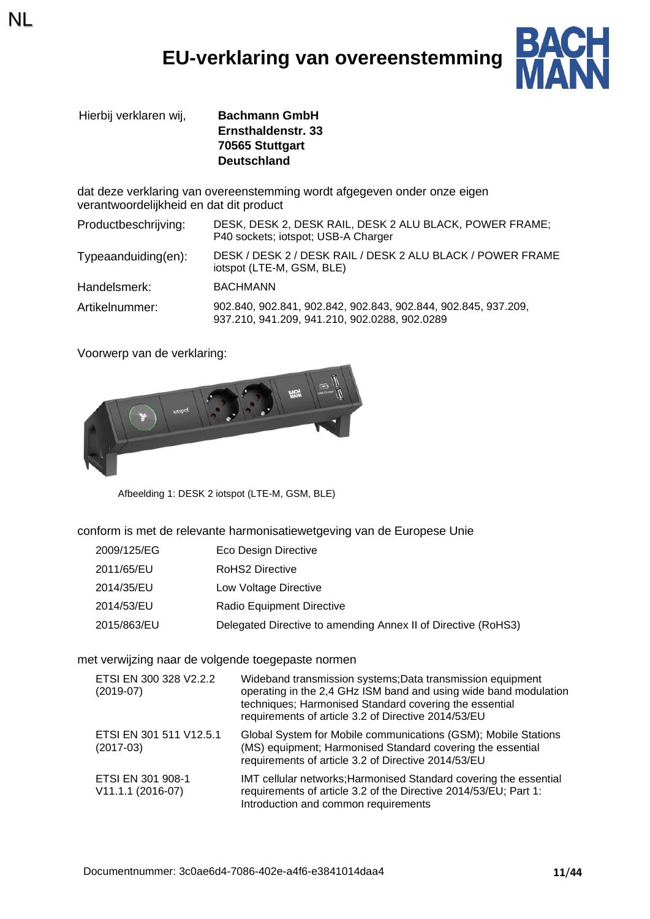NL

# EU-verklaring van overeenstemming

| Hierbij verklaren wij, | **Bachmann GmbH**<br>**Ernsthaldenstr. 33**<br>**70565 Stuttgart**<br>**Deutschland** |
|---|---|

dat deze verklaring van overeenstemming wordt afgegeven onder onze eigen verantwoordelijkheid en dat dit product

| | |
|---|---|
| Productbeschrijving: | DESK, DESK 2, DESK RAIL, DESK 2 ALU BLACK, POWER FRAME; P40 sockets; iotspot; USB-A Charger |
| Typeaanduiding(en): | DESK / DESK 2 / DESK RAIL / DESK 2 ALU BLACK / POWER FRAME iotspot (LTE-M, GSM, BLE) |
| Handelsmerk: | BACHMANN |
| Artikelnummer: | 902.840, 902.841, 902.842, 902.843, 902.844, 902.845, 937.209, 937.210, 941.209, 941.210, 902.0288, 902.0289 |

Voorwerp van de verklaring:

Afbeelding 1: DESK 2 iotspot (LTE-M, GSM, BLE)

conform is met de relevante harmonisatiewetgeving van de Europese Unie

| | |
|---|---|
| 2009/125/EG | Eco Design Directive |
| 2011/65/EU | RoHS2 Directive |
| 2014/35/EU | Low Voltage Directive |
| 2014/53/EU | Radio Equipment Directive |
| 2015/863/EU | Delegated Directive to amending Annex II of Directive (RoHS3) |

met verwijzing naar de volgende toegepaste normen

| | |
|---|---|
| ETSI EN 300 328 V2.2.2 (2019-07) | Wideband transmission systems;Data transmission equipment operating in the 2,4 GHz ISM band and using wide band modulation techniques; Harmonised Standard covering the essential requirements of article 3.2 of Directive 2014/53/EU |
| ETSI EN 301 511 V12.5.1 (2017-03) | Global System for Mobile communications (GSM); Mobile Stations (MS) equipment; Harmonised Standard covering the essential requirements of article 3.2 of Directive 2014/53/EU |
| ETSI EN 301 908-1 V11.1.1 (2016-07) | IMT cellular networks;Harmonised Standard covering the essential requirements of article 3.2 of the Directive 2014/53/EU; Part 1: Introduction and common requirements |

Documentnummer: 3c0ae6d4-7086-402e-a4f6-e3841014daa4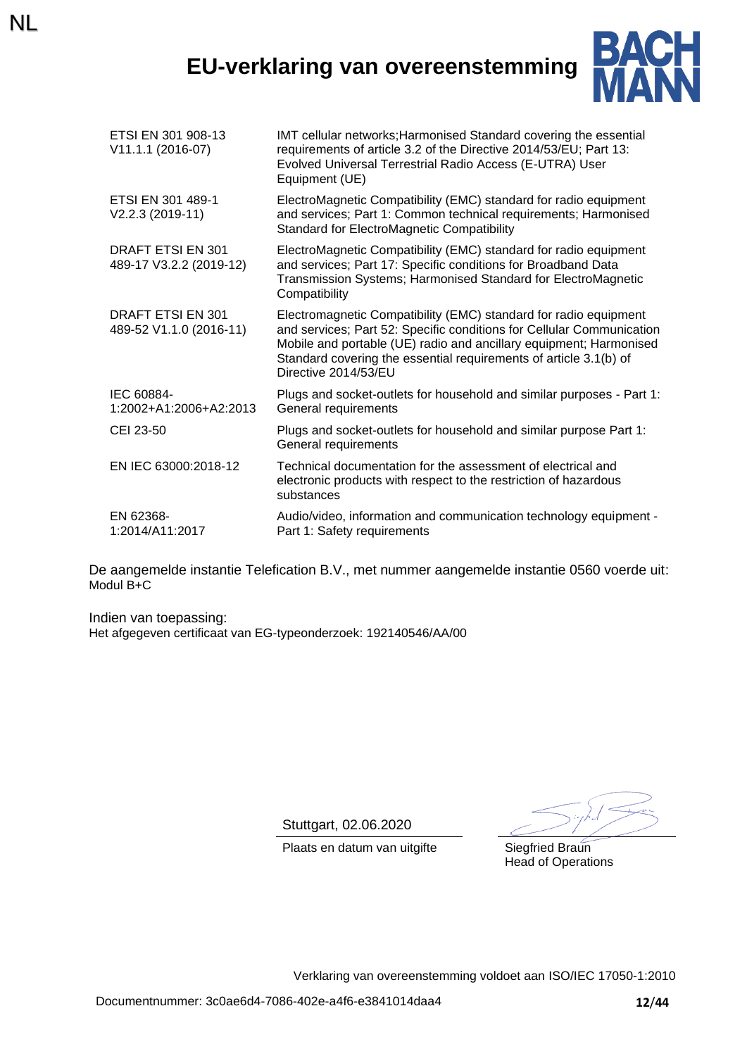NL

# EU-verklaring van overeenstemming

BACHMANN

| | |
|---|---|
| ETSI EN 301 908-13 V11.1.1 (2016-07) | IMT cellular networks;Harmonised Standard covering the essential requirements of article 3.2 of the Directive 2014/53/EU; Part 13: Evolved Universal Terrestrial Radio Access (E-UTRA) User Equipment (UE) |
| ETSI EN 301 489-1 V2.2.3 (2019-11) | ElectroMagnetic Compatibility (EMC) standard for radio equipment and services; Part 1: Common technical requirements; Harmonised Standard for ElectroMagnetic Compatibility |
| DRAFT ETSI EN 301 489-17 V3.2.2 (2019-12) | ElectroMagnetic Compatibility (EMC) standard for radio equipment and services; Part 17: Specific conditions for Broadband Data Transmission Systems; Harmonised Standard for ElectroMagnetic Compatibility |
| DRAFT ETSI EN 301 489-52 V1.1.0 (2016-11) | Electromagnetic Compatibility (EMC) standard for radio equipment and services; Part 52: Specific conditions for Cellular Communication Mobile and portable (UE) radio and ancillary equipment; Harmonised Standard covering the essential requirements of article 3.1(b) of Directive 2014/53/EU |
| IEC 60884-1:2002+A1:2006+A2:2013 | Plugs and socket-outlets for household and similar purposes - Part 1: General requirements |
| CEI 23-50 | Plugs and socket-outlets for household and similar purpose Part 1: General requirements |
| EN IEC 63000:2018-12 | Technical documentation for the assessment of electrical and electronic products with respect to the restriction of hazardous substances |
| EN 62368-1:2014/A11:2017 | Audio/video, information and communication technology equipment - Part 1: Safety requirements |

De aangemelde instantie Telefication B.V., met nummer aangemelde instantie 0560 voerde uit:
Modul B+C

Indien van toepassing:
Het afgegeven certificaat van EG-typeonderzoek: 192140546/AA/00

Stuttgart, 02.06.2020
Plaats en datum van uitgifte

Siegfried Braun
Head of Operations

Verklaring van overeenstemming voldoet aan ISO/IEC 17050-1:2010

Documentnummer: 3c0ae6d4-7086-402e-a4f6-e3841014daa4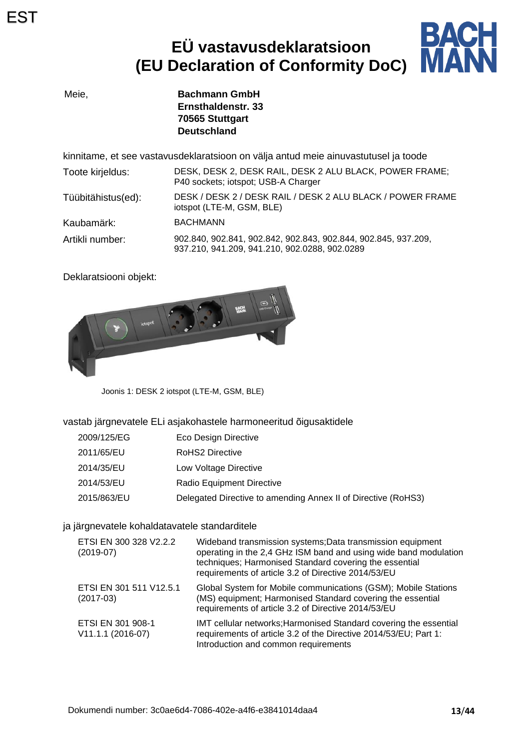EST

# EÜ vastavusdeklaratsioon (EU Declaration of Conformity DoC)

Meie, **Bachmann GmbH**
**Ernsthaldenstr. 33**
**70565 Stuttgart**
**Deutschland**

kinnitame, et see vastavusdeklaratsioon on välja antud meie ainuvastutusel ja toode

| | |
|---|---|
| Toote kirjeldus: | DESK, DESK 2, DESK RAIL, DESK 2 ALU BLACK, POWER FRAME; P40 sockets; iotspot; USB-A Charger |
| Tüübitähistus(ed): | DESK / DESK 2 / DESK RAIL / DESK 2 ALU BLACK / POWER FRAME iotspot (LTE-M, GSM, BLE) |
| Kaubamärk: | BACHMANN |
| Artikli number: | 902.840, 902.841, 902.842, 902.843, 902.844, 902.845, 937.209, 937.210, 941.209, 941.210, 902.0288, 902.0289 |

Deklaratsiooni objekt:

Joonis 1: DESK 2 iotspot (LTE-M, GSM, BLE)

vastab järgnevatele ELi asjakohastele harmoneeritud õigusaktidele

| | |
|---|---|
| 2009/125/EG | Eco Design Directive |
| 2011/65/EU | RoHS2 Directive |
| 2014/35/EU | Low Voltage Directive |
| 2014/53/EU | Radio Equipment Directive |
| 2015/863/EU | Delegated Directive to amending Annex II of Directive (RoHS3) |

ja järgnevatele kohaldatavatele standarditele

| | |
|---|---|
| ETSI EN 300 328 V2.2.2 (2019-07) | Wideband transmission systems;Data transmission equipment operating in the 2,4 GHz ISM band and using wide band modulation techniques; Harmonised Standard covering the essential requirements of article 3.2 of Directive 2014/53/EU |
| ETSI EN 301 511 V12.5.1 (2017-03) | Global System for Mobile communications (GSM); Mobile Stations (MS) equipment; Harmonised Standard covering the essential requirements of article 3.2 of Directive 2014/53/EU |
| ETSI EN 301 908-1 V11.1.1 (2016-07) | IMT cellular networks;Harmonised Standard covering the essential requirements of article 3.2 of the Directive 2014/53/EU; Part 1: Introduction and common requirements |

Dokumendi number: 3c0ae6d4-7086-402e-a4f6-e3841014daa4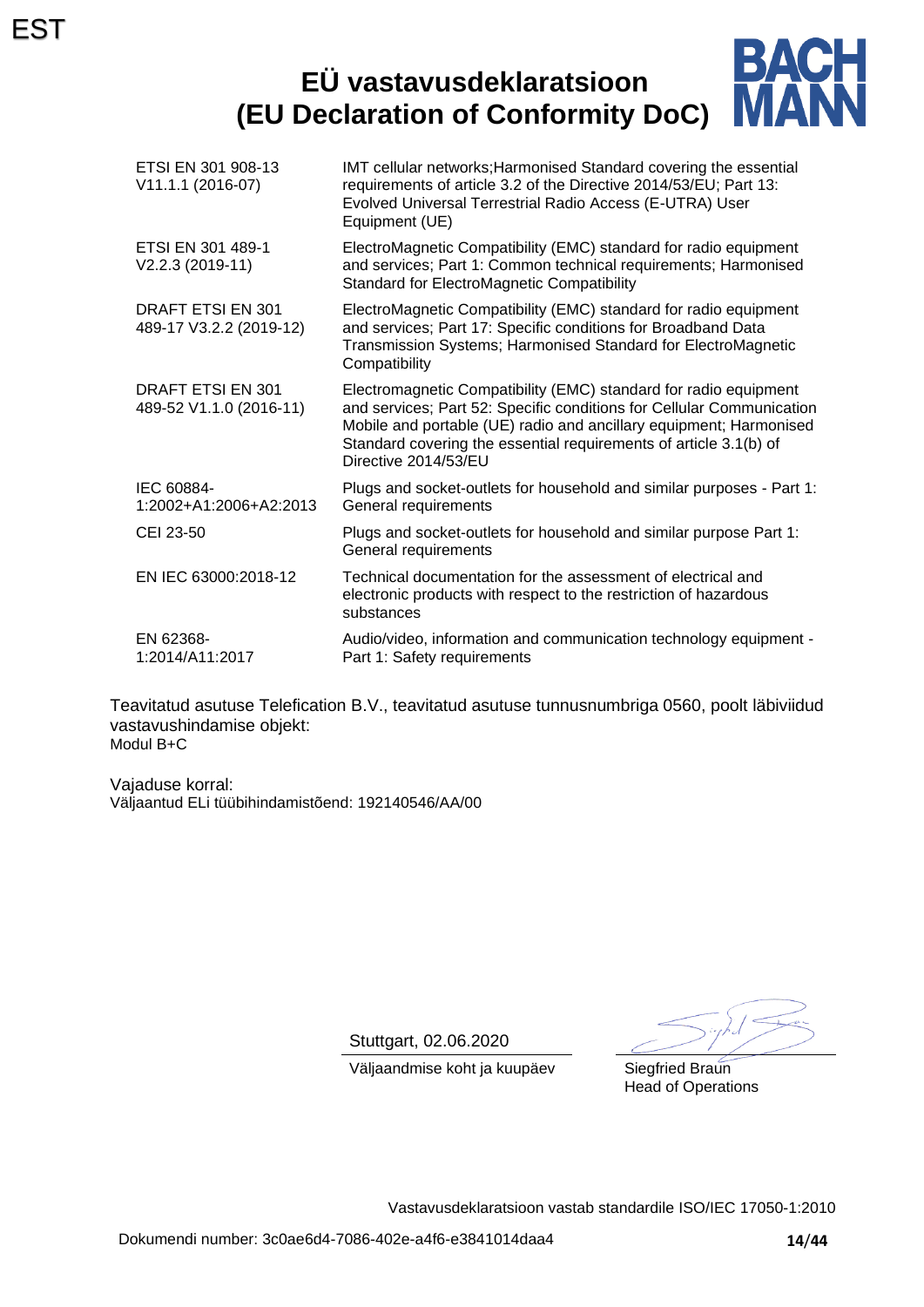EST

# EÜ vastavusdeklaratsioon (EU Declaration of Conformity DoC)

BACHMANN

| | |
|---|---|
| ETSI EN 301 908-13 V11.1.1 (2016-07) | IMT cellular networks;Harmonised Standard covering the essential requirements of article 3.2 of the Directive 2014/53/EU; Part 13: Evolved Universal Terrestrial Radio Access (E-UTRA) User Equipment (UE) |
| ETSI EN 301 489-1 V2.2.3 (2019-11) | ElectroMagnetic Compatibility (EMC) standard for radio equipment and services; Part 1: Common technical requirements; Harmonised Standard for ElectroMagnetic Compatibility |
| DRAFT ETSI EN 301 489-17 V3.2.2 (2019-12) | ElectroMagnetic Compatibility (EMC) standard for radio equipment and services; Part 17: Specific conditions for Broadband Data Transmission Systems; Harmonised Standard for ElectroMagnetic Compatibility |
| DRAFT ETSI EN 301 489-52 V1.1.0 (2016-11) | Electromagnetic Compatibility (EMC) standard for radio equipment and services; Part 52: Specific conditions for Cellular Communication Mobile and portable (UE) radio and ancillary equipment; Harmonised Standard covering the essential requirements of article 3.1(b) of Directive 2014/53/EU |
| IEC 60884-1:2002+A1:2006+A2:2013 | Plugs and socket-outlets for household and similar purposes - Part 1: General requirements |
| CEI 23-50 | Plugs and socket-outlets for household and similar purpose Part 1: General requirements |
| EN IEC 63000:2018-12 | Technical documentation for the assessment of electrical and electronic products with respect to the restriction of hazardous substances |
| EN 62368-1:2014/A11:2017 | Audio/video, information and communication technology equipment - Part 1: Safety requirements |

Teavitatud asutuse Telefication B.V., teavitatud asutuse tunnusnumbriga 0560, poolt läbiviidud vastavushindamise objekt:
Modul B+C

Vajaduse korral:
Väljaantud ELi tüübihindamistõend: 192140546/AA/00

Stuttgart, 02.06.2020
Väljaandmise koht ja kuupäev

Siegfried Braun
Head of Operations

Vastavusdeklaratsioon vastab standardile ISO/IEC 17050-1:2010

Dokumendi number: 3c0ae6d4-7086-402e-a4f6-e3841014daa4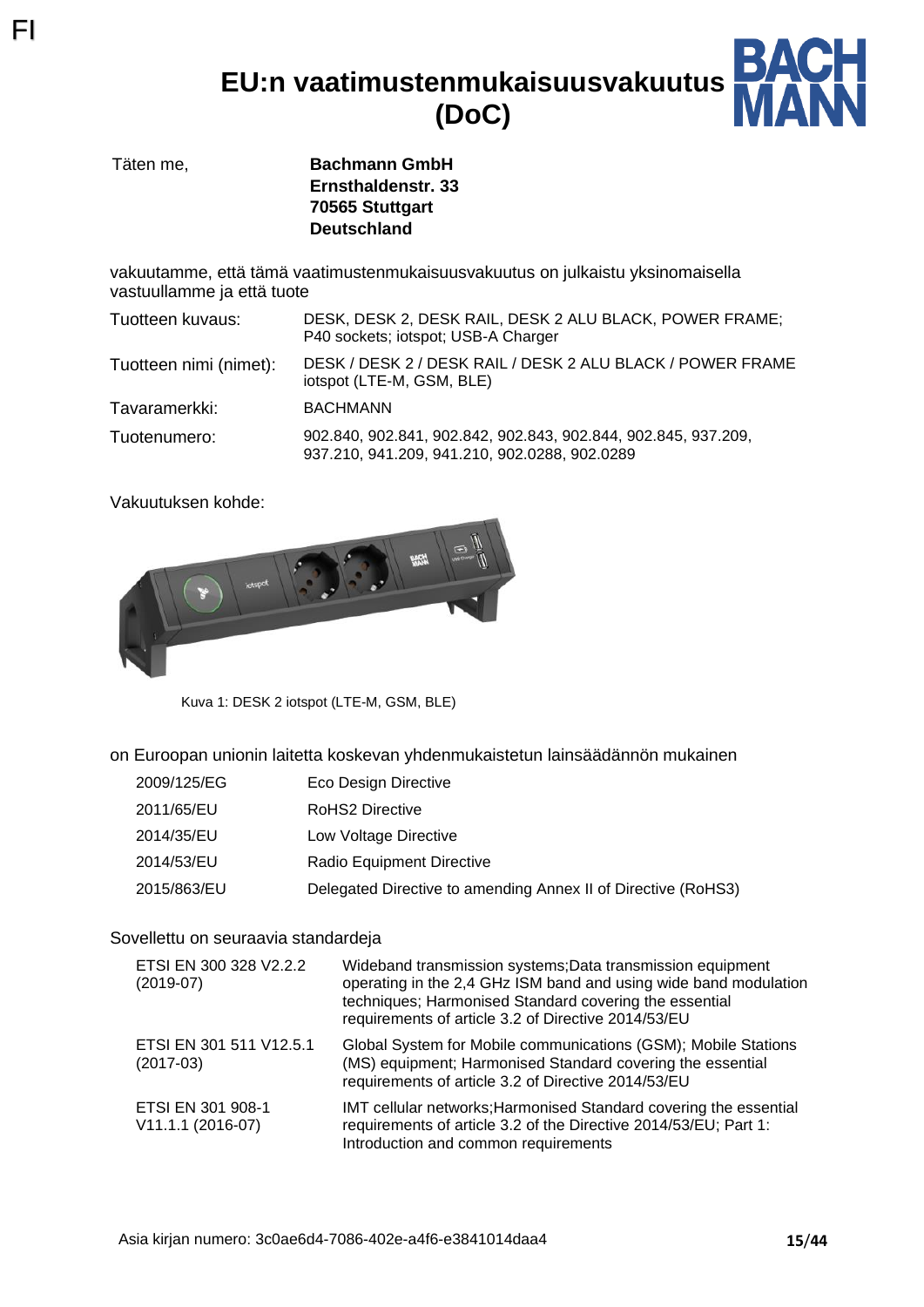FI

# EU:n vaatimustenmukaisuusvakuutus (DoC)

| Täten me, | **Bachmann GmbH**<br>**Ernsthaldenstr. 33**<br>**70565 Stuttgart**<br>**Deutschland** |
|---|---|

vakuutamme, että tämä vaatimustenmukaisuusvakuutus on julkaistu yksinomaisella vastuullamme ja että tuote

| | |
|---|---|
| Tuotteen kuvaus: | DESK, DESK 2, DESK RAIL, DESK 2 ALU BLACK, POWER FRAME; P40 sockets; iotspot; USB-A Charger |
| Tuotteen nimi (nimet): | DESK / DESK 2 / DESK RAIL / DESK 2 ALU BLACK / POWER FRAME iotspot (LTE-M, GSM, BLE) |
| Tavaramerkki: | BACHMANN |
| Tuotenumero: | 902.840, 902.841, 902.842, 902.843, 902.844, 902.845, 937.209, 937.210, 941.209, 941.210, 902.0288, 902.0289 |

Vakuutuksen kohde:

Kuva 1: DESK 2 iotspot (LTE-M, GSM, BLE)

on Euroopan unionin laitetta koskevan yhdenmukaistetun lainsäädännön mukainen

| | |
|---|---|
| 2009/125/EG | Eco Design Directive |
| 2011/65/EU | RoHS2 Directive |
| 2014/35/EU | Low Voltage Directive |
| 2014/53/EU | Radio Equipment Directive |
| 2015/863/EU | Delegated Directive to amending Annex II of Directive (RoHS3) |

Sovellettu on seuraavia standardeja

| | |
|---|---|
| ETSI EN 300 328 V2.2.2 (2019-07) | Wideband transmission systems;Data transmission equipment operating in the 2,4 GHz ISM band and using wide band modulation techniques; Harmonised Standard covering the essential requirements of article 3.2 of Directive 2014/53/EU |
| ETSI EN 301 511 V12.5.1 (2017-03) | Global System for Mobile communications (GSM); Mobile Stations (MS) equipment; Harmonised Standard covering the essential requirements of article 3.2 of Directive 2014/53/EU |
| ETSI EN 301 908-1 V11.1.1 (2016-07) | IMT cellular networks;Harmonised Standard covering the essential requirements of article 3.2 of the Directive 2014/53/EU; Part 1: Introduction and common requirements |

Asia kirjan numero: 3c0ae6d4-7086-402e-a4f6-e3841014daa4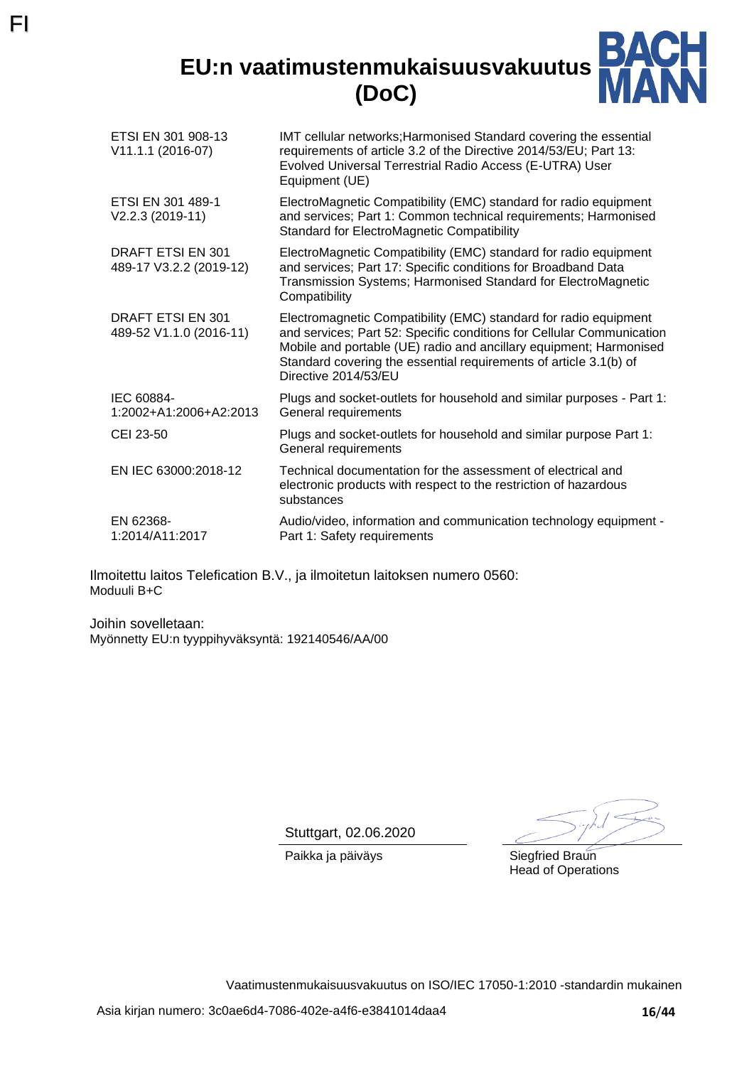FI

# EU:n vaatimustenmukaisuusvakuutus (DoC)

| | |
|---|---|
| ETSI EN 301 908-13 V11.1.1 (2016-07) | IMT cellular networks;Harmonised Standard covering the essential requirements of article 3.2 of the Directive 2014/53/EU; Part 13: Evolved Universal Terrestrial Radio Access (E-UTRA) User Equipment (UE) |
| ETSI EN 301 489-1 V2.2.3 (2019-11) | ElectroMagnetic Compatibility (EMC) standard for radio equipment and services; Part 1: Common technical requirements; Harmonised Standard for ElectroMagnetic Compatibility |
| DRAFT ETSI EN 301 489-17 V3.2.2 (2019-12) | ElectroMagnetic Compatibility (EMC) standard for radio equipment and services; Part 17: Specific conditions for Broadband Data Transmission Systems; Harmonised Standard for ElectroMagnetic Compatibility |
| DRAFT ETSI EN 301 489-52 V1.1.0 (2016-11) | Electromagnetic Compatibility (EMC) standard for radio equipment and services; Part 52: Specific conditions for Cellular Communication Mobile and portable (UE) radio and ancillary equipment; Harmonised Standard covering the essential requirements of article 3.1(b) of Directive 2014/53/EU |
| IEC 60884-1:2002+A1:2006+A2:2013 | Plugs and socket-outlets for household and similar purposes - Part 1: General requirements |
| CEI 23-50 | Plugs and socket-outlets for household and similar purpose Part 1: General requirements |
| EN IEC 63000:2018-12 | Technical documentation for the assessment of electrical and electronic products with respect to the restriction of hazardous substances |
| EN 62368-1:2014/A11:2017 | Audio/video, information and communication technology equipment - Part 1: Safety requirements |

Ilmoitettu laitos Telefication B.V., ja ilmoitetun laitoksen numero 0560:
Moduuli B+C

Joihin sovelletaan:
Myönnetty EU:n tyyppihyväksyntä: 192140546/AA/00

Stuttgart, 02.06.2020
Paikka ja päiväys

Siegfried Braun
Head of Operations

Vaatimustenmukaisuusvakuutus on ISO/IEC 17050-1:2010 -standardin mukainen

Asia kirjan numero: 3c0ae6d4-7086-402e-a4f6-e3841014daa4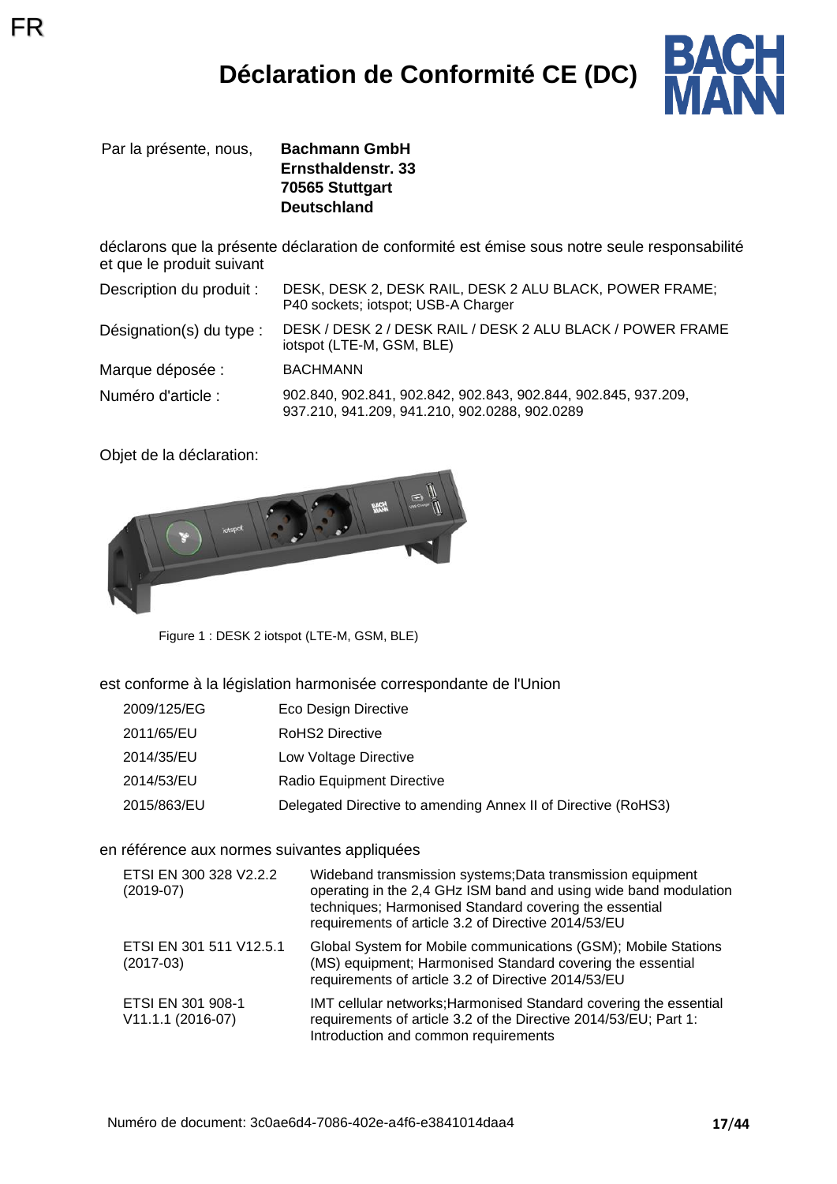FR

# Déclaration de Conformité CE (DC)

Par la présente, nous, **Bachmann GmbH**
**Ernsthaldenstr. 33**
**70565 Stuttgart**
**Deutschland**

déclarons que la présente déclaration de conformité est émise sous notre seule responsabilité et que le produit suivant

| | |
|---|---|
| Description du produit : | DESK, DESK 2, DESK RAIL, DESK 2 ALU BLACK, POWER FRAME; P40 sockets; iotspot; USB-A Charger |
| Désignation(s) du type : | DESK / DESK 2 / DESK RAIL / DESK 2 ALU BLACK / POWER FRAME iotspot (LTE-M, GSM, BLE) |
| Marque déposée : | BACHMANN |
| Numéro d'article : | 902.840, 902.841, 902.842, 902.843, 902.844, 902.845, 937.209, 937.210, 941.209, 941.210, 902.0288, 902.0289 |

Objet de la déclaration:

Figure 1 : DESK 2 iotspot (LTE-M, GSM, BLE)

est conforme à la législation harmonisée correspondante de l'Union

| | |
|---|---|
| 2009/125/EG | Eco Design Directive |
| 2011/65/EU | RoHS2 Directive |
| 2014/35/EU | Low Voltage Directive |
| 2014/53/EU | Radio Equipment Directive |
| 2015/863/EU | Delegated Directive to amending Annex II of Directive (RoHS3) |

en référence aux normes suivantes appliquées

| | |
|---|---|
| ETSI EN 300 328 V2.2.2 (2019-07) | Wideband transmission systems;Data transmission equipment operating in the 2,4 GHz ISM band and using wide band modulation techniques; Harmonised Standard covering the essential requirements of article 3.2 of Directive 2014/53/EU |
| ETSI EN 301 511 V12.5.1 (2017-03) | Global System for Mobile communications (GSM); Mobile Stations (MS) equipment; Harmonised Standard covering the essential requirements of article 3.2 of Directive 2014/53/EU |
| ETSI EN 301 908-1 V11.1.1 (2016-07) | IMT cellular networks;Harmonised Standard covering the essential requirements of article 3.2 of the Directive 2014/53/EU; Part 1: Introduction and common requirements |

Numéro de document: 3c0ae6d4-7086-402e-a4f6-e3841014daa4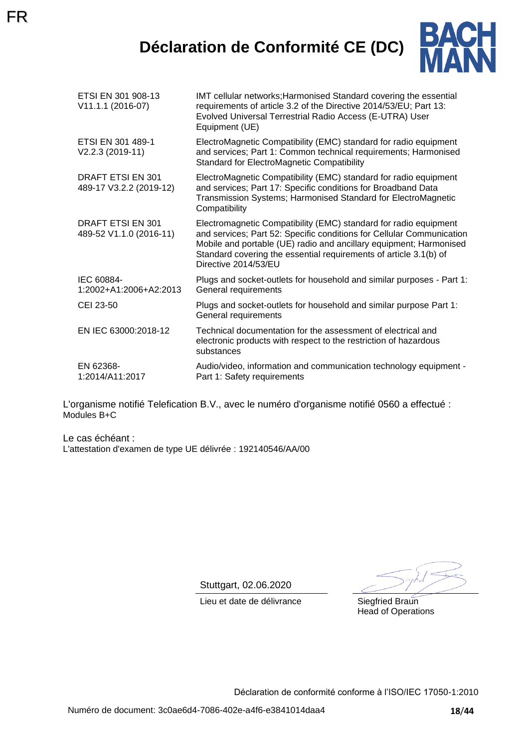# Déclaration de Conformité CE (DC)

| | |
|---|---|
| ETSI EN 301 908-13 V11.1.1 (2016-07) | IMT cellular networks;Harmonised Standard covering the essential requirements of article 3.2 of the Directive 2014/53/EU; Part 13: Evolved Universal Terrestrial Radio Access (E-UTRA) User Equipment (UE) |
| ETSI EN 301 489-1 V2.2.3 (2019-11) | ElectroMagnetic Compatibility (EMC) standard for radio equipment and services; Part 1: Common technical requirements; Harmonised Standard for ElectroMagnetic Compatibility |
| DRAFT ETSI EN 301 489-17 V3.2.2 (2019-12) | ElectroMagnetic Compatibility (EMC) standard for radio equipment and services; Part 17: Specific conditions for Broadband Data Transmission Systems; Harmonised Standard for ElectroMagnetic Compatibility |
| DRAFT ETSI EN 301 489-52 V1.1.0 (2016-11) | Electromagnetic Compatibility (EMC) standard for radio equipment and services; Part 52: Specific conditions for Cellular Communication Mobile and portable (UE) radio and ancillary equipment; Harmonised Standard covering the essential requirements of article 3.1(b) of Directive 2014/53/EU |
| IEC 60884-1:2002+A1:2006+A2:2013 | Plugs and socket-outlets for household and similar purposes - Part 1: General requirements |
| CEI 23-50 | Plugs and socket-outlets for household and similar purpose Part 1: General requirements |
| EN IEC 63000:2018-12 | Technical documentation for the assessment of electrical and electronic products with respect to the restriction of hazardous substances |
| EN 62368-1:2014/A11:2017 | Audio/video, information and communication technology equipment - Part 1: Safety requirements |

L'organisme notifié Telefication B.V., avec le numéro d'organisme notifié 0560 a effectué :
Modules B+C

Le cas échéant :
L'attestation d'examen de type UE délivrée : 192140546/AA/00

Stuttgart, 02.06.2020
Lieu et date de délivrance

Siegfried Braun
Head of Operations

Déclaration de conformité conforme à l'ISO/IEC 17050-1:2010

Numéro de document: 3c0ae6d4-7086-402e-a4f6-e3841014daa4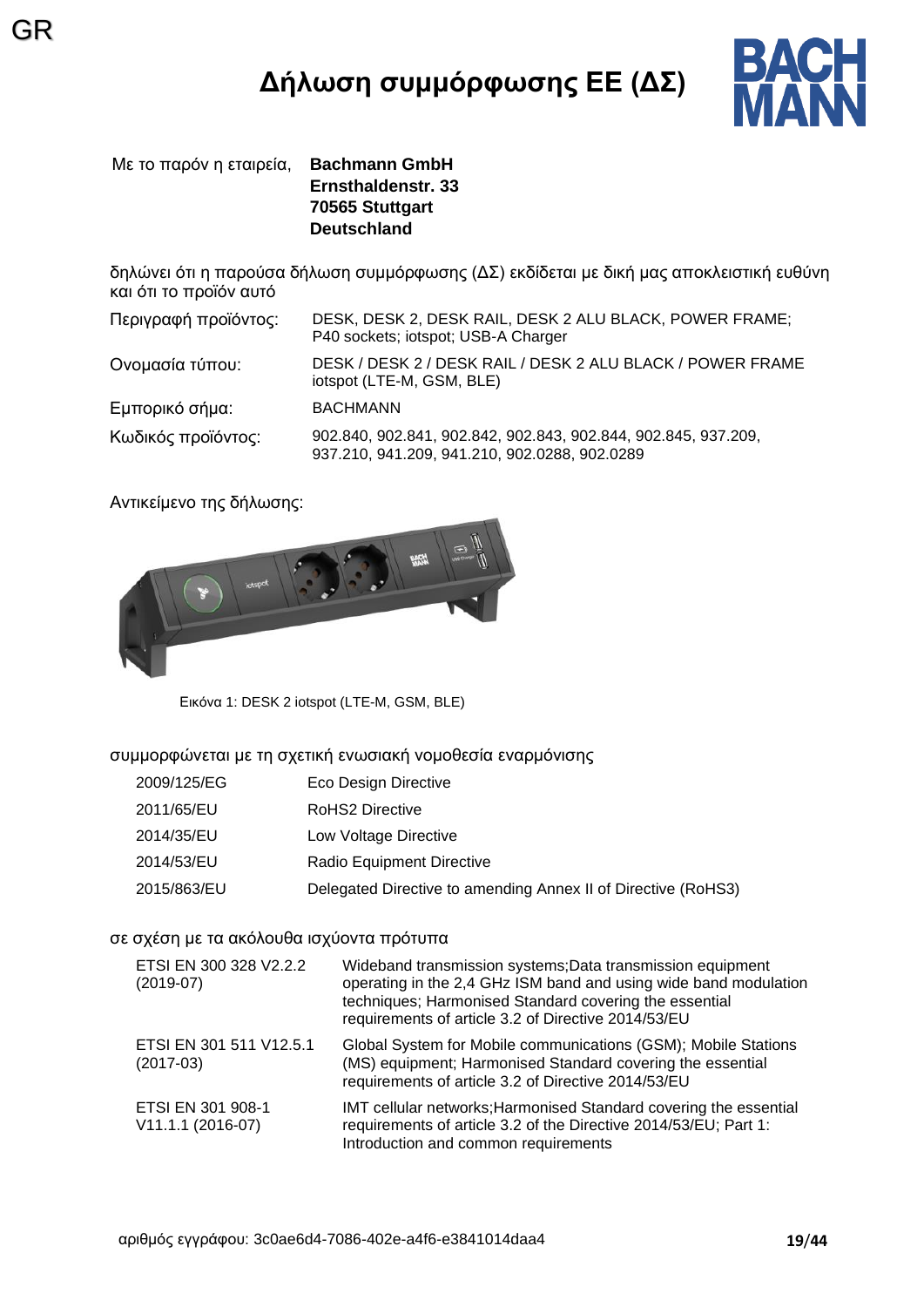GR

# Δήλωση συμμόρφωσης ΕΕ (ΔΣ)

Με το παρόν η εταιρεία, **Bachmann GmbH**
**Ernsthaldenstr. 33**
**70565 Stuttgart**
**Deutschland**

δηλώνει ότι η παρούσα δήλωση συμμόρφωσης (ΔΣ) εκδίδεται με δική μας αποκλειστική ευθύνη και ότι το προϊόν αυτό

| | |
|---|---|
| Περιγραφή προϊόντος: | DESK, DESK 2, DESK RAIL, DESK 2 ALU BLACK, POWER FRAME; P40 sockets; iotspot; USB-A Charger |
| Ονομασία τύπου: | DESK / DESK 2 / DESK RAIL / DESK 2 ALU BLACK / POWER FRAME iotspot (LTE-M, GSM, BLE) |
| Εμπορικό σήμα: | BACHMANN |
| Κωδικός προϊόντος: | 902.840, 902.841, 902.842, 902.843, 902.844, 902.845, 937.209, 937.210, 941.209, 941.210, 902.0288, 902.0289 |

Αντικείμενο της δήλωσης:

Εικόνα 1: DESK 2 iotspot (LTE-M, GSM, BLE)

συμμορφώνεται με τη σχετική ενωσιακή νομοθεσία εναρμόνισης

| | |
|---|---|
| 2009/125/EG | Eco Design Directive |
| 2011/65/EU | RoHS2 Directive |
| 2014/35/EU | Low Voltage Directive |
| 2014/53/EU | Radio Equipment Directive |
| 2015/863/EU | Delegated Directive to amending Annex II of Directive (RoHS3) |

σε σχέση με τα ακόλουθα ισχύοντα πρότυπα

| | |
|---|---|
| ETSI EN 300 328 V2.2.2 (2019-07) | Wideband transmission systems;Data transmission equipment operating in the 2,4 GHz ISM band and using wide band modulation techniques; Harmonised Standard covering the essential requirements of article 3.2 of Directive 2014/53/EU |
| ETSI EN 301 511 V12.5.1 (2017-03) | Global System for Mobile communications (GSM); Mobile Stations (MS) equipment; Harmonised Standard covering the essential requirements of article 3.2 of Directive 2014/53/EU |
| ETSI EN 301 908-1 V11.1.1 (2016-07) | IMT cellular networks;Harmonised Standard covering the essential requirements of article 3.2 of the Directive 2014/53/EU; Part 1: Introduction and common requirements |

αριθμός εγγράφου: 3c0ae6d4-7086-402e-a4f6-e3841014daa4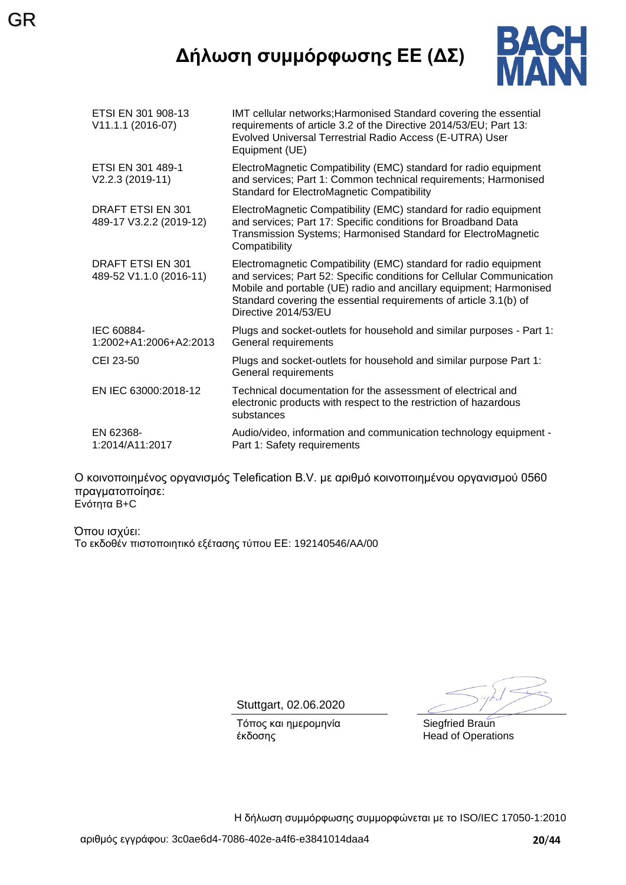GR

# Δήλωση συμμόρφωσης ΕΕ (ΔΣ)

BACH MANN

| | |
|---|---|
| ETSI EN 301 908-13 V11.1.1 (2016-07) | IMT cellular networks;Harmonised Standard covering the essential requirements of article 3.2 of the Directive 2014/53/EU; Part 13: Evolved Universal Terrestrial Radio Access (E-UTRA) User Equipment (UE) |
| ETSI EN 301 489-1 V2.2.3 (2019-11) | ElectroMagnetic Compatibility (EMC) standard for radio equipment and services; Part 1: Common technical requirements; Harmonised Standard for ElectroMagnetic Compatibility |
| DRAFT ETSI EN 301 489-17 V3.2.2 (2019-12) | ElectroMagnetic Compatibility (EMC) standard for radio equipment and services; Part 17: Specific conditions for Broadband Data Transmission Systems; Harmonised Standard for ElectroMagnetic Compatibility |
| DRAFT ETSI EN 301 489-52 V1.1.0 (2016-11) | Electromagnetic Compatibility (EMC) standard for radio equipment and services; Part 52: Specific conditions for Cellular Communication Mobile and portable (UE) radio and ancillary equipment; Harmonised Standard covering the essential requirements of article 3.1(b) of Directive 2014/53/EU |
| IEC 60884-1:2002+A1:2006+A2:2013 | Plugs and socket-outlets for household and similar purposes - Part 1: General requirements |
| CEI 23-50 | Plugs and socket-outlets for household and similar purpose Part 1: General requirements |
| EN IEC 63000:2018-12 | Technical documentation for the assessment of electrical and electronic products with respect to the restriction of hazardous substances |
| EN 62368-1:2014/A11:2017 | Audio/video, information and communication technology equipment - Part 1: Safety requirements |

Ο κοινοποιημένος οργανισμός Telefication B.V. με αριθμό κοινοποιημένου οργανισμού 0560 πραγματοποίησε:
Ενότητα B+C

Όπου ισχύει:
Το εκδοθέν πιστοποιητικό εξέτασης τύπου ΕΕ: 192140546/AA/00

Stuttgart, 02.06.2020

Τόπος και ημερομηνία έκδοσης

Siegfried Braun
Head of Operations

Η δήλωση συμμόρφωσης συμμορφώνεται με το ISO/IEC 17050-1:2010

αριθμός εγγράφου: 3c0ae6d4-7086-402e-a4f6-e3841014daa4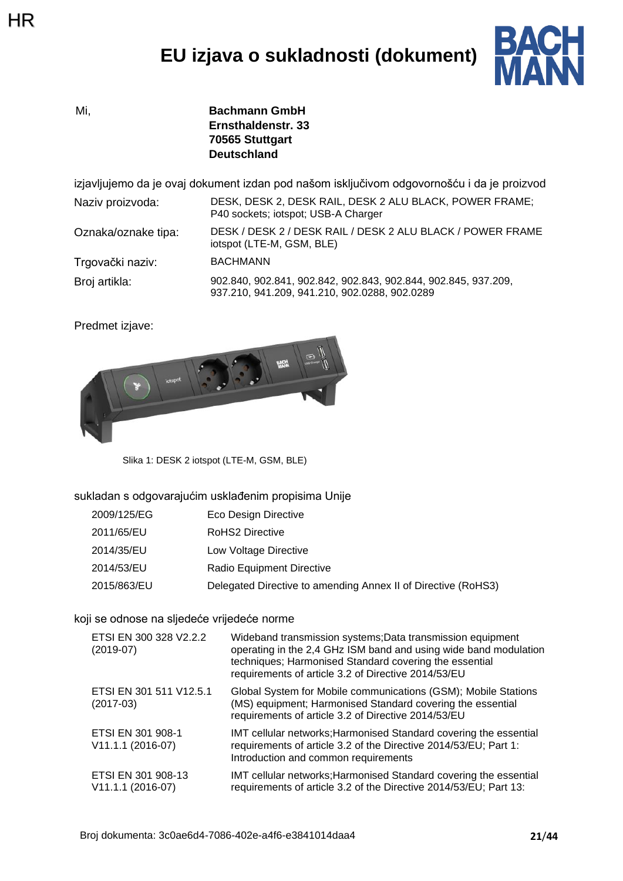HR

# EU izjava o sukladnosti (dokument)

Mi, **Bachmann GmbH**
**Ernsthaldenstr. 33**
**70565 Stuttgart**
**Deutschland**

izjavljujemo da je ovaj dokument izdan pod našom isključivom odgovornošću i da je proizvod

| | |
|---|---|
| Naziv proizvoda: | DESK, DESK 2, DESK RAIL, DESK 2 ALU BLACK, POWER FRAME; P40 sockets; iotspot; USB-A Charger |
| Oznaka/oznake tipa: | DESK / DESK 2 / DESK RAIL / DESK 2 ALU BLACK / POWER FRAME iotspot (LTE-M, GSM, BLE) |
| Trgovački naziv: | BACHMANN |
| Broj artikla: | 902.840, 902.841, 902.842, 902.843, 902.844, 902.845, 937.209, 937.210, 941.209, 941.210, 902.0288, 902.0289 |

Predmet izjave:

Slika 1: DESK 2 iotspot (LTE-M, GSM, BLE)

sukladan s odgovarajućim usklađenim propisima Unije

| | |
|---|---|
| 2009/125/EG | Eco Design Directive |
| 2011/65/EU | RoHS2 Directive |
| 2014/35/EU | Low Voltage Directive |
| 2014/53/EU | Radio Equipment Directive |
| 2015/863/EU | Delegated Directive to amending Annex II of Directive (RoHS3) |

koji se odnose na sljedeće vrijedeće norme

| | |
|---|---|
| ETSI EN 300 328 V2.2.2 (2019-07) | Wideband transmission systems;Data transmission equipment operating in the 2,4 GHz ISM band and using wide band modulation techniques; Harmonised Standard covering the essential requirements of article 3.2 of Directive 2014/53/EU |
| ETSI EN 301 511 V12.5.1 (2017-03) | Global System for Mobile communications (GSM); Mobile Stations (MS) equipment; Harmonised Standard covering the essential requirements of article 3.2 of Directive 2014/53/EU |
| ETSI EN 301 908-1 V11.1.1 (2016-07) | IMT cellular networks;Harmonised Standard covering the essential requirements of article 3.2 of the Directive 2014/53/EU; Part 1: Introduction and common requirements |
| ETSI EN 301 908-13 V11.1.1 (2016-07) | IMT cellular networks;Harmonised Standard covering the essential requirements of article 3.2 of the Directive 2014/53/EU; Part 13: |

Broj dokumenta: 3c0ae6d4-7086-402e-a4f6-e3841014daa4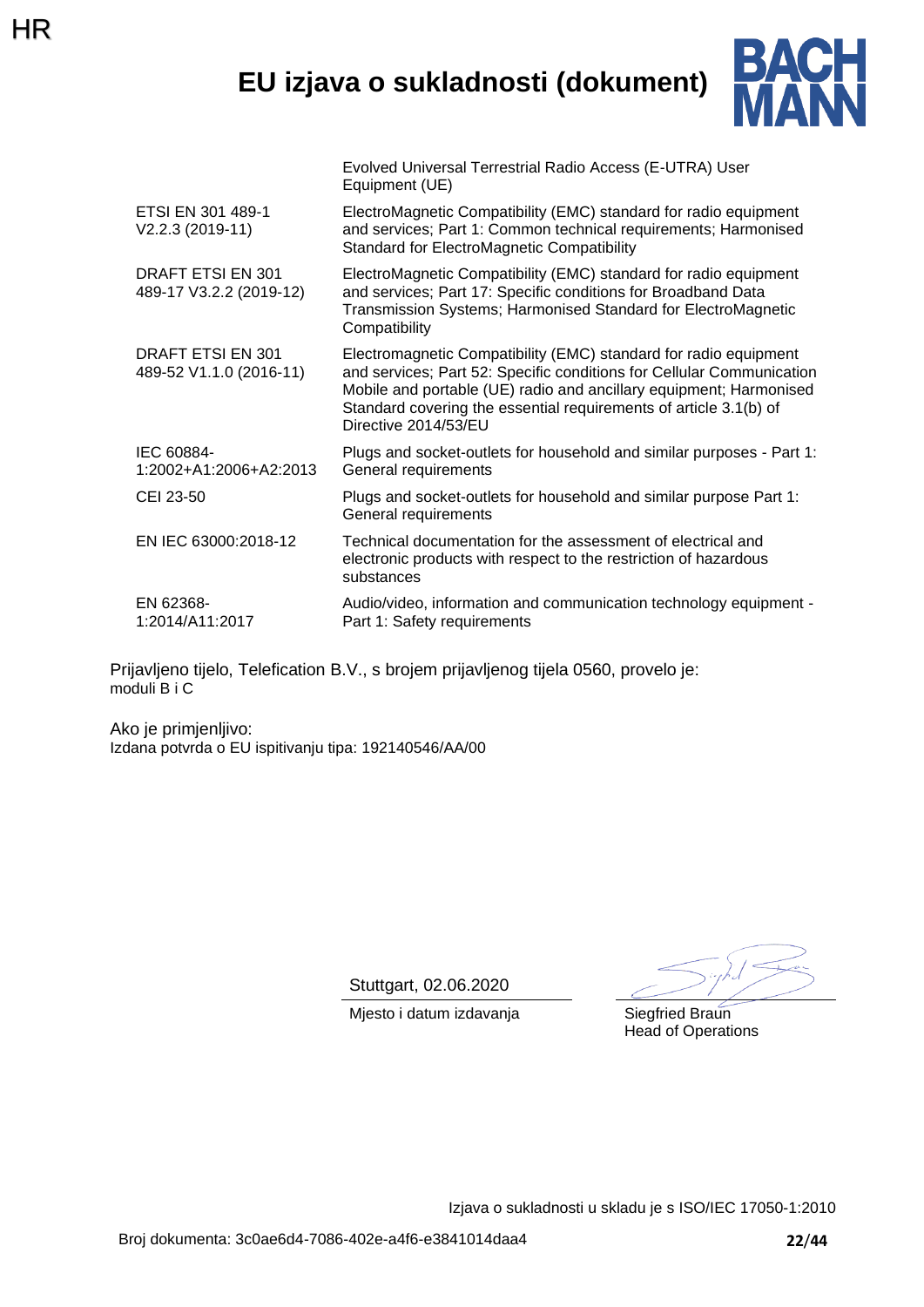HR

# EU izjava o sukladnosti (dokument)

| | |
|---|---|
| | Evolved Universal Terrestrial Radio Access (E-UTRA) User Equipment (UE) |
| ETSI EN 301 489-1 V2.2.3 (2019-11) | ElectroMagnetic Compatibility (EMC) standard for radio equipment and services; Part 1: Common technical requirements; Harmonised Standard for ElectroMagnetic Compatibility |
| DRAFT ETSI EN 301 489-17 V3.2.2 (2019-12) | ElectroMagnetic Compatibility (EMC) standard for radio equipment and services; Part 17: Specific conditions for Broadband Data Transmission Systems; Harmonised Standard for ElectroMagnetic Compatibility |
| DRAFT ETSI EN 301 489-52 V1.1.0 (2016-11) | Electromagnetic Compatibility (EMC) standard for radio equipment and services; Part 52: Specific conditions for Cellular Communication Mobile and portable (UE) radio and ancillary equipment; Harmonised Standard covering the essential requirements of article 3.1(b) of Directive 2014/53/EU |
| IEC 60884-1:2002+A1:2006+A2:2013 | Plugs and socket-outlets for household and similar purposes - Part 1: General requirements |
| CEI 23-50 | Plugs and socket-outlets for household and similar purpose Part 1: General requirements |
| EN IEC 63000:2018-12 | Technical documentation for the assessment of electrical and electronic products with respect to the restriction of hazardous substances |
| EN 62368-1:2014/A11:2017 | Audio/video, information and communication technology equipment - Part 1: Safety requirements |

Prijavljeno tijelo, Telefication B.V., s brojem prijavljenog tijela 0560, provelo je:
moduli B i C

Ako je primjenljivo:
Izdana potvrda o EU ispitivanju tipa: 192140546/AA/00

Stuttgart, 02.06.2020
Mjesto i datum izdavanja

Siegfried Braun
Head of Operations

Izjava o sukladnosti u skladu je s ISO/IEC 17050-1:2010

Broj dokumenta: 3c0ae6d4-7086-402e-a4f6-e3841014daa4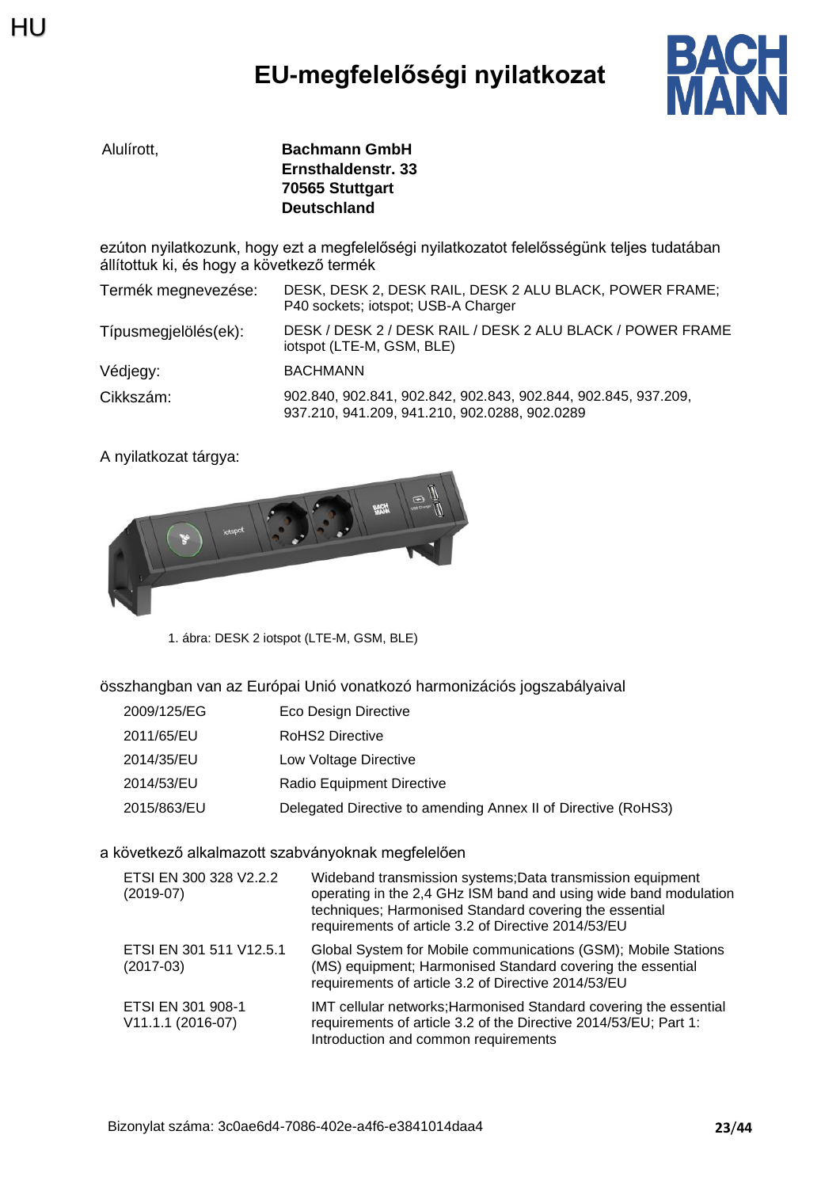HU

# EU-megfelelőségi nyilatkozat

| Alulírott, | **Bachmann GmbH**<br>**Ernsthaldenstr. 33**<br>**70565 Stuttgart**<br>**Deutschland** |
|---|---|

ezúton nyilatkozunk, hogy ezt a megfelelőségi nyilatkozatot felelősségünk teljes tudatában állítottuk ki, és hogy a következő termék

| | |
|---|---|
| Termék megnevezése: | DESK, DESK 2, DESK RAIL, DESK 2 ALU BLACK, POWER FRAME; P40 sockets; iotspot; USB-A Charger |
| Típusmegjelölés(ek): | DESK / DESK 2 / DESK RAIL / DESK 2 ALU BLACK / POWER FRAME iotspot (LTE-M, GSM, BLE) |
| Védjegy: | BACHMANN |
| Cikkszám: | 902.840, 902.841, 902.842, 902.843, 902.844, 902.845, 937.209, 937.210, 941.209, 941.210, 902.0288, 902.0289 |

A nyilatkozat tárgya:

1. ábra: DESK 2 iotspot (LTE-M, GSM, BLE)

összhangban van az Európai Unió vonatkozó harmonizációs jogszabályaival

| | |
|---|---|
| 2009/125/EG | Eco Design Directive |
| 2011/65/EU | RoHS2 Directive |
| 2014/35/EU | Low Voltage Directive |
| 2014/53/EU | Radio Equipment Directive |
| 2015/863/EU | Delegated Directive to amending Annex II of Directive (RoHS3) |

a következő alkalmazott szabványoknak megfelelően

| | |
|---|---|
| ETSI EN 300 328 V2.2.2 (2019-07) | Wideband transmission systems;Data transmission equipment operating in the 2,4 GHz ISM band and using wide band modulation techniques; Harmonised Standard covering the essential requirements of article 3.2 of Directive 2014/53/EU |
| ETSI EN 301 511 V12.5.1 (2017-03) | Global System for Mobile communications (GSM); Mobile Stations (MS) equipment; Harmonised Standard covering the essential requirements of article 3.2 of Directive 2014/53/EU |
| ETSI EN 301 908-1 V11.1.1 (2016-07) | IMT cellular networks;Harmonised Standard covering the essential requirements of article 3.2 of the Directive 2014/53/EU; Part 1: Introduction and common requirements |

Bizonylat száma: 3c0ae6d4-7086-402e-a4f6-e3841014daa4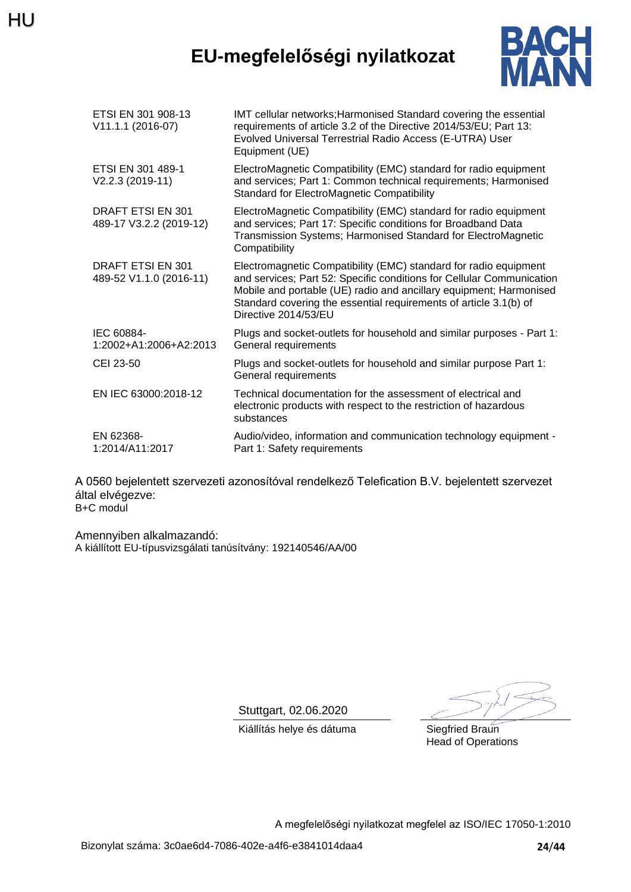HU

# EU-megfelelőségi nyilatkozat

BACH MANN

| | |
|---|---|
| ETSI EN 301 908-13 V11.1.1 (2016-07) | IMT cellular networks;Harmonised Standard covering the essential requirements of article 3.2 of the Directive 2014/53/EU; Part 13: Evolved Universal Terrestrial Radio Access (E-UTRA) User Equipment (UE) |
| ETSI EN 301 489-1 V2.2.3 (2019-11) | ElectroMagnetic Compatibility (EMC) standard for radio equipment and services; Part 1: Common technical requirements; Harmonised Standard for ElectroMagnetic Compatibility |
| DRAFT ETSI EN 301 489-17 V3.2.2 (2019-12) | ElectroMagnetic Compatibility (EMC) standard for radio equipment and services; Part 17: Specific conditions for Broadband Data Transmission Systems; Harmonised Standard for ElectroMagnetic Compatibility |
| DRAFT ETSI EN 301 489-52 V1.1.0 (2016-11) | Electromagnetic Compatibility (EMC) standard for radio equipment and services; Part 52: Specific conditions for Cellular Communication Mobile and portable (UE) radio and ancillary equipment; Harmonised Standard covering the essential requirements of article 3.1(b) of Directive 2014/53/EU |
| IEC 60884-1:2002+A1:2006+A2:2013 | Plugs and socket-outlets for household and similar purposes - Part 1: General requirements |
| CEI 23-50 | Plugs and socket-outlets for household and similar purpose Part 1: General requirements |
| EN IEC 63000:2018-12 | Technical documentation for the assessment of electrical and electronic products with respect to the restriction of hazardous substances |
| EN 62368-1:2014/A11:2017 | Audio/video, information and communication technology equipment - Part 1: Safety requirements |

A 0560 bejelentett szervezeti azonosítóval rendelkező Telefication B.V. bejelentett szervezet által elvégezve:
B+C modul

Amennyiben alkalmazandó:
A kiállított EU-típusvizsgálati tanúsítvány: 192140546/AA/00

Stuttgart, 02.06.2020
Kiállítás helye és dátuma

Siegfried Braun
Head of Operations

A megfelelőségi nyilatkozat megfelel az ISO/IEC 17050-1:2010

Bizonylat száma: 3c0ae6d4-7086-402e-a4f6-e3841014daa4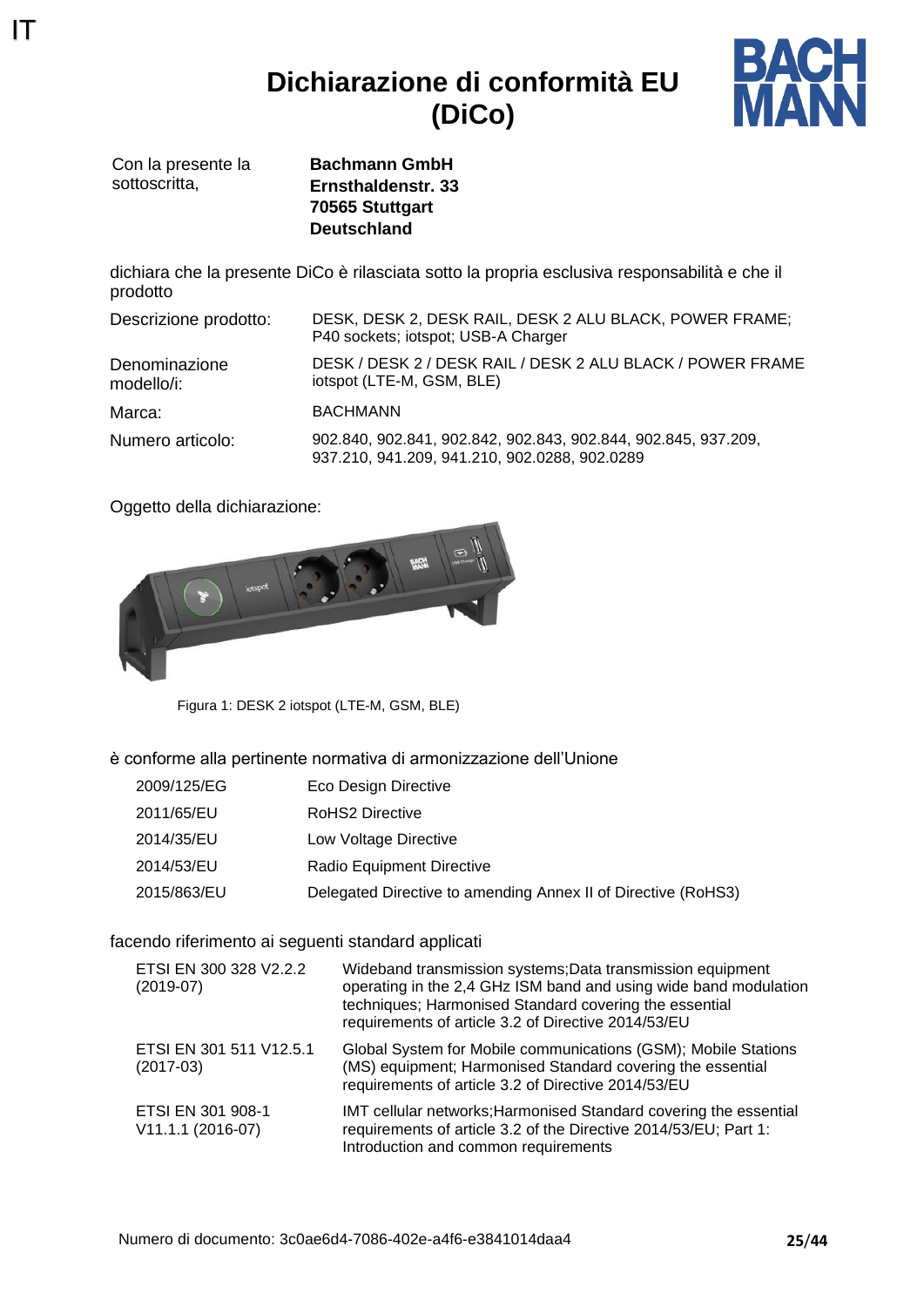IT

# Dichiarazione di conformità EU (DiCo)

| Con la presente la sottoscritta, | **Bachmann GmbH**<br>**Ernsthaldenstr. 33**<br>**70565 Stuttgart**<br>**Deutschland** |
|---|---|

dichiara che la presente DiCo è rilasciata sotto la propria esclusiva responsabilità e che il prodotto

| | |
|---|---|
| Descrizione prodotto: | DESK, DESK 2, DESK RAIL, DESK 2 ALU BLACK, POWER FRAME; P40 sockets; iotspot; USB-A Charger |
| Denominazione modello/i: | DESK / DESK 2 / DESK RAIL / DESK 2 ALU BLACK / POWER FRAME iotspot (LTE-M, GSM, BLE) |
| Marca: | BACHMANN |
| Numero articolo: | 902.840, 902.841, 902.842, 902.843, 902.844, 902.845, 937.209, 937.210, 941.209, 941.210, 902.0288, 902.0289 |

Oggetto della dichiarazione:

Figura 1: DESK 2 iotspot (LTE-M, GSM, BLE)

è conforme alla pertinente normativa di armonizzazione dell'Unione

| | |
|---|---|
| 2009/125/EG | Eco Design Directive |
| 2011/65/EU | RoHS2 Directive |
| 2014/35/EU | Low Voltage Directive |
| 2014/53/EU | Radio Equipment Directive |
| 2015/863/EU | Delegated Directive to amending Annex II of Directive (RoHS3) |

facendo riferimento ai seguenti standard applicati

| | |
|---|---|
| ETSI EN 300 328 V2.2.2 (2019-07) | Wideband transmission systems;Data transmission equipment operating in the 2,4 GHz ISM band and using wide band modulation techniques; Harmonised Standard covering the essential requirements of article 3.2 of Directive 2014/53/EU |
| ETSI EN 301 511 V12.5.1 (2017-03) | Global System for Mobile communications (GSM); Mobile Stations (MS) equipment; Harmonised Standard covering the essential requirements of article 3.2 of Directive 2014/53/EU |
| ETSI EN 301 908-1 V11.1.1 (2016-07) | IMT cellular networks;Harmonised Standard covering the essential requirements of article 3.2 of the Directive 2014/53/EU; Part 1: Introduction and common requirements |

Numero di documento: 3c0ae6d4-7086-402e-a4f6-e3841014daa4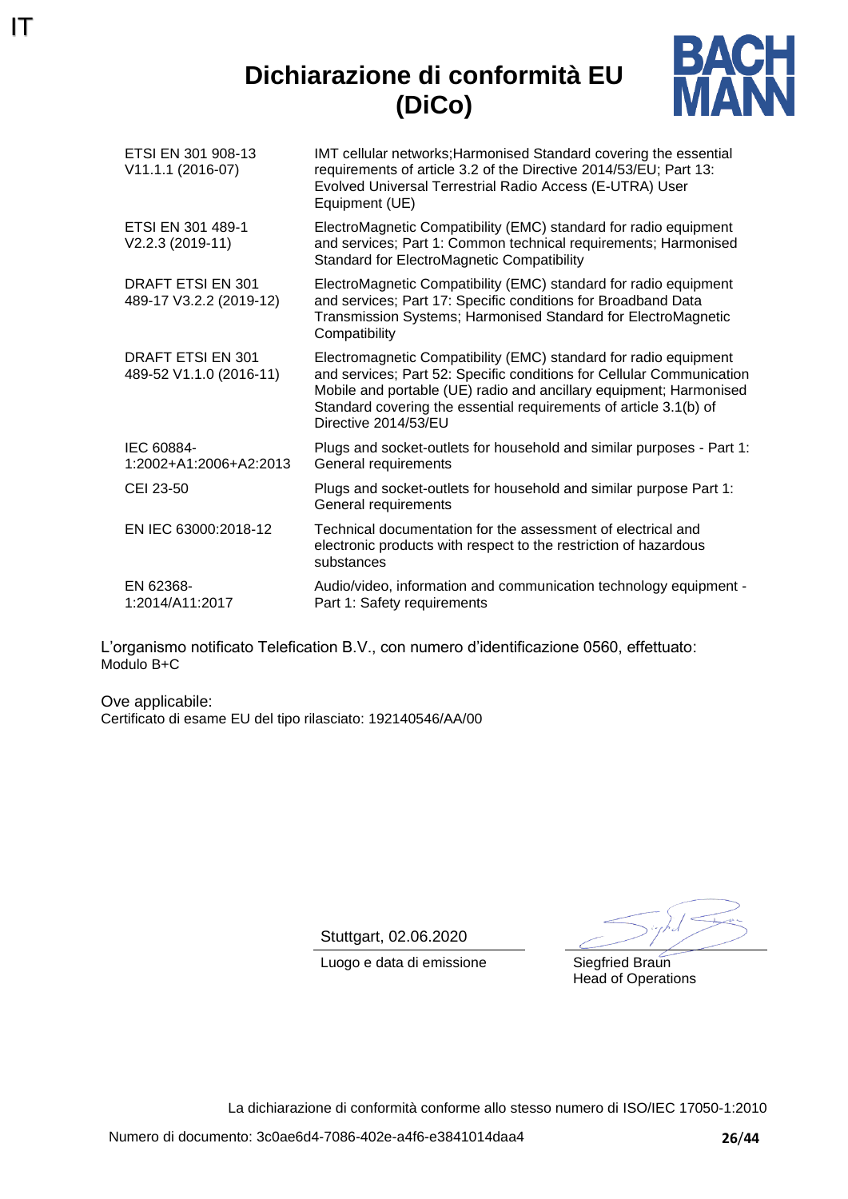IT

# Dichiarazione di conformità EU (DiCo)

BACH MANN

| | |
|---|---|
| ETSI EN 301 908-13 V11.1.1 (2016-07) | IMT cellular networks;Harmonised Standard covering the essential requirements of article 3.2 of the Directive 2014/53/EU; Part 13: Evolved Universal Terrestrial Radio Access (E-UTRA) User Equipment (UE) |
| ETSI EN 301 489-1 V2.2.3 (2019-11) | ElectroMagnetic Compatibility (EMC) standard for radio equipment and services; Part 1: Common technical requirements; Harmonised Standard for ElectroMagnetic Compatibility |
| DRAFT ETSI EN 301 489-17 V3.2.2 (2019-12) | ElectroMagnetic Compatibility (EMC) standard for radio equipment and services; Part 17: Specific conditions for Broadband Data Transmission Systems; Harmonised Standard for ElectroMagnetic Compatibility |
| DRAFT ETSI EN 301 489-52 V1.1.0 (2016-11) | Electromagnetic Compatibility (EMC) standard for radio equipment and services; Part 52: Specific conditions for Cellular Communication Mobile and portable (UE) radio and ancillary equipment; Harmonised Standard covering the essential requirements of article 3.1(b) of Directive 2014/53/EU |
| IEC 60884-1:2002+A1:2006+A2:2013 | Plugs and socket-outlets for household and similar purposes - Part 1: General requirements |
| CEI 23-50 | Plugs and socket-outlets for household and similar purpose Part 1: General requirements |
| EN IEC 63000:2018-12 | Technical documentation for the assessment of electrical and electronic products with respect to the restriction of hazardous substances |
| EN 62368-1:2014/A11:2017 | Audio/video, information and communication technology equipment - Part 1: Safety requirements |

L'organismo notificato Telefication B.V., con numero d'identificazione 0560, effettuato:
Modulo B+C

Ove applicabile:
Certificato di esame EU del tipo rilasciato: 192140546/AA/00

Stuttgart, 02.06.2020
Luogo e data di emissione

Siegfried Braun
Head of Operations

La dichiarazione di conformità conforme allo stesso numero di ISO/IEC 17050-1:2010

Numero di documento: 3c0ae6d4-7086-402e-a4f6-e3841014daa4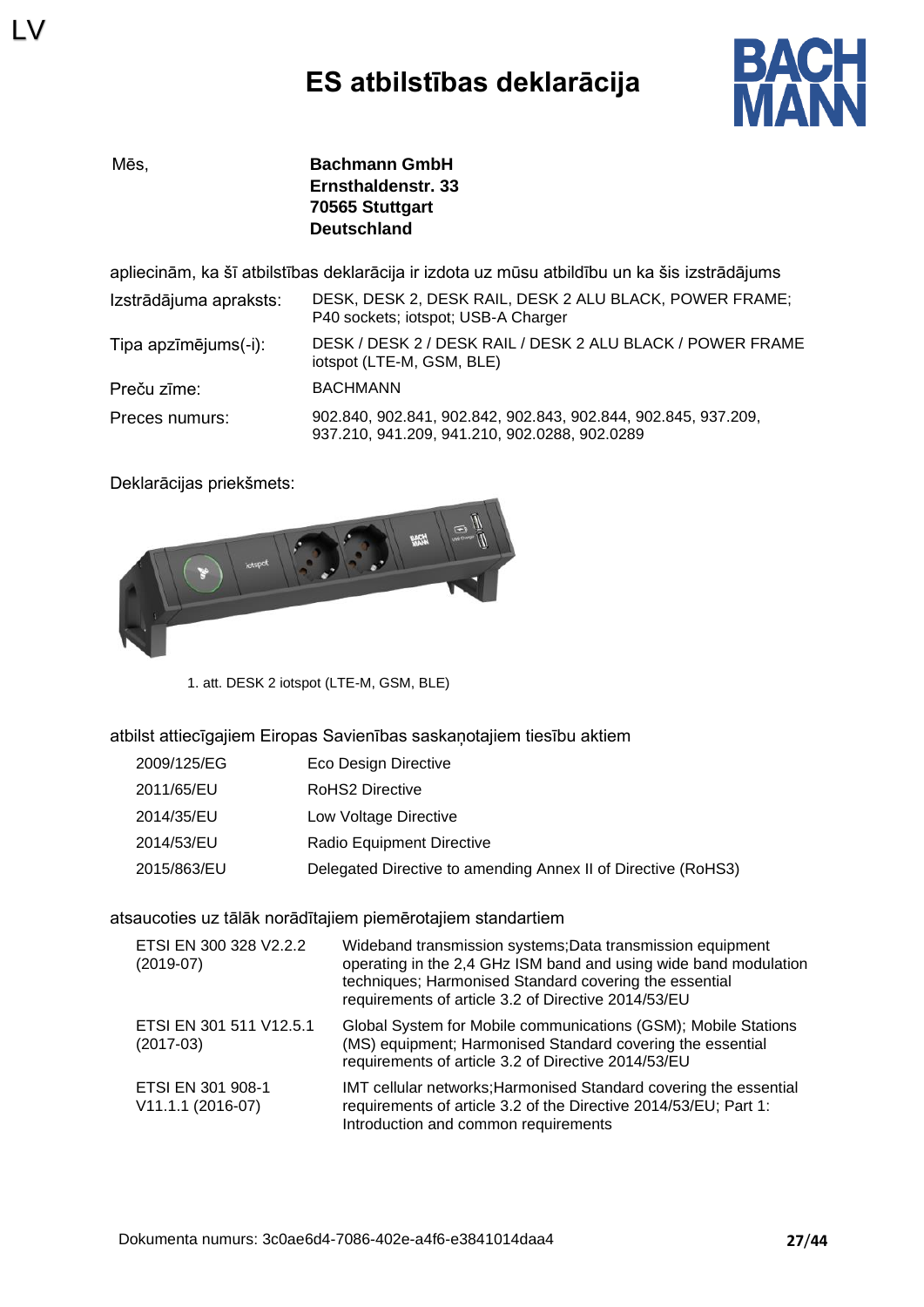LV

# ES atbilstības deklarācija

Mēs, **Bachmann GmbH**
**Ernsthaldenstr. 33**
**70565 Stuttgart**
**Deutschland**

apliecinām, ka šī atbilstības deklarācija ir izdota uz mūsu atbildību un ka šis izstrādājums

| | |
|---|---|
| Izstrādājuma apraksts: | DESK, DESK 2, DESK RAIL, DESK 2 ALU BLACK, POWER FRAME; P40 sockets; iotspot; USB-A Charger |
| Tipa apzīmējums(-i): | DESK / DESK 2 / DESK RAIL / DESK 2 ALU BLACK / POWER FRAME iotspot (LTE-M, GSM, BLE) |
| Preču zīme: | BACHMANN |
| Preces numurs: | 902.840, 902.841, 902.842, 902.843, 902.844, 902.845, 937.209, 937.210, 941.209, 941.210, 902.0288, 902.0289 |

Deklarācijas priekšmets:

1. att. DESK 2 iotspot (LTE-M, GSM, BLE)

atbilst attiecīgajiem Eiropas Savienības saskaņotajiem tiesību aktiem

| | |
|---|---|
| 2009/125/EG | Eco Design Directive |
| 2011/65/EU | RoHS2 Directive |
| 2014/35/EU | Low Voltage Directive |
| 2014/53/EU | Radio Equipment Directive |
| 2015/863/EU | Delegated Directive to amending Annex II of Directive (RoHS3) |

atsaucoties uz tālāk norādītajiem piemērotajiem standartiem

| | |
|---|---|
| ETSI EN 300 328 V2.2.2 (2019-07) | Wideband transmission systems;Data transmission equipment operating in the 2,4 GHz ISM band and using wide band modulation techniques; Harmonised Standard covering the essential requirements of article 3.2 of Directive 2014/53/EU |
| ETSI EN 301 511 V12.5.1 (2017-03) | Global System for Mobile communications (GSM); Mobile Stations (MS) equipment; Harmonised Standard covering the essential requirements of article 3.2 of Directive 2014/53/EU |
| ETSI EN 301 908-1 V11.1.1 (2016-07) | IMT cellular networks;Harmonised Standard covering the essential requirements of article 3.2 of the Directive 2014/53/EU; Part 1: Introduction and common requirements |

Dokumenta numurs: 3c0ae6d4-7086-402e-a4f6-e3841014daa4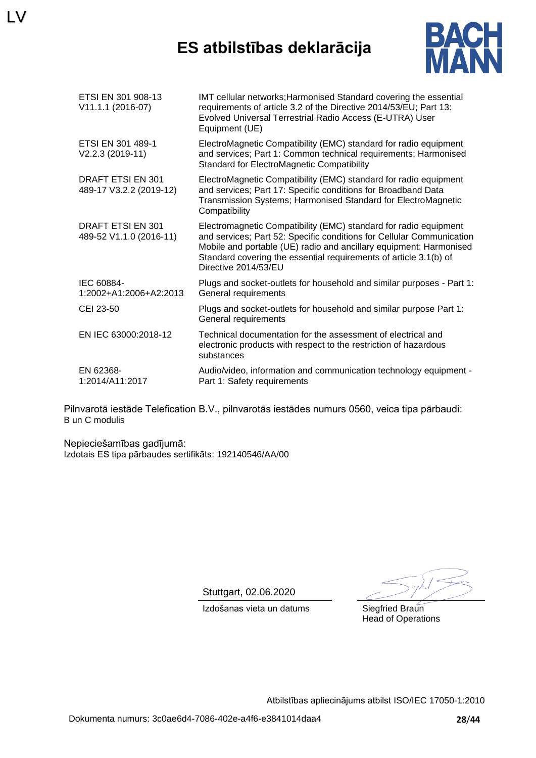LV

# ES atbilstības deklarācija

| | |
|---|---|
| ETSI EN 301 908-13 V11.1.1 (2016-07) | IMT cellular networks;Harmonised Standard covering the essential requirements of article 3.2 of the Directive 2014/53/EU; Part 13: Evolved Universal Terrestrial Radio Access (E-UTRA) User Equipment (UE) |
| ETSI EN 301 489-1 V2.2.3 (2019-11) | ElectroMagnetic Compatibility (EMC) standard for radio equipment and services; Part 1: Common technical requirements; Harmonised Standard for ElectroMagnetic Compatibility |
| DRAFT ETSI EN 301 489-17 V3.2.2 (2019-12) | ElectroMagnetic Compatibility (EMC) standard for radio equipment and services; Part 17: Specific conditions for Broadband Data Transmission Systems; Harmonised Standard for ElectroMagnetic Compatibility |
| DRAFT ETSI EN 301 489-52 V1.1.0 (2016-11) | Electromagnetic Compatibility (EMC) standard for radio equipment and services; Part 52: Specific conditions for Cellular Communication Mobile and portable (UE) radio and ancillary equipment; Harmonised Standard covering the essential requirements of article 3.1(b) of Directive 2014/53/EU |
| IEC 60884-1:2002+A1:2006+A2:2013 | Plugs and socket-outlets for household and similar purposes - Part 1: General requirements |
| CEI 23-50 | Plugs and socket-outlets for household and similar purpose Part 1: General requirements |
| EN IEC 63000:2018-12 | Technical documentation for the assessment of electrical and electronic products with respect to the restriction of hazardous substances |
| EN 62368-1:2014/A11:2017 | Audio/video, information and communication technology equipment - Part 1: Safety requirements |

Pilnvarotā iestāde Telefication B.V., pilnvarotās iestādes numurs 0560, veica tipa pārbaudi:
B un C modulis

Nepieciešamības gadījumā:
Izdotais ES tipa pārbaudes sertifikāts: 192140546/AA/00

Stuttgart, 02.06.2020
Izdošanas vieta un datums

Siegfried Braun
Head of Operations

Atbilstības apliecinājums atbilst ISO/IEC 17050-1:2010

Dokumenta numurs: 3c0ae6d4-7086-402e-a4f6-e3841014daa4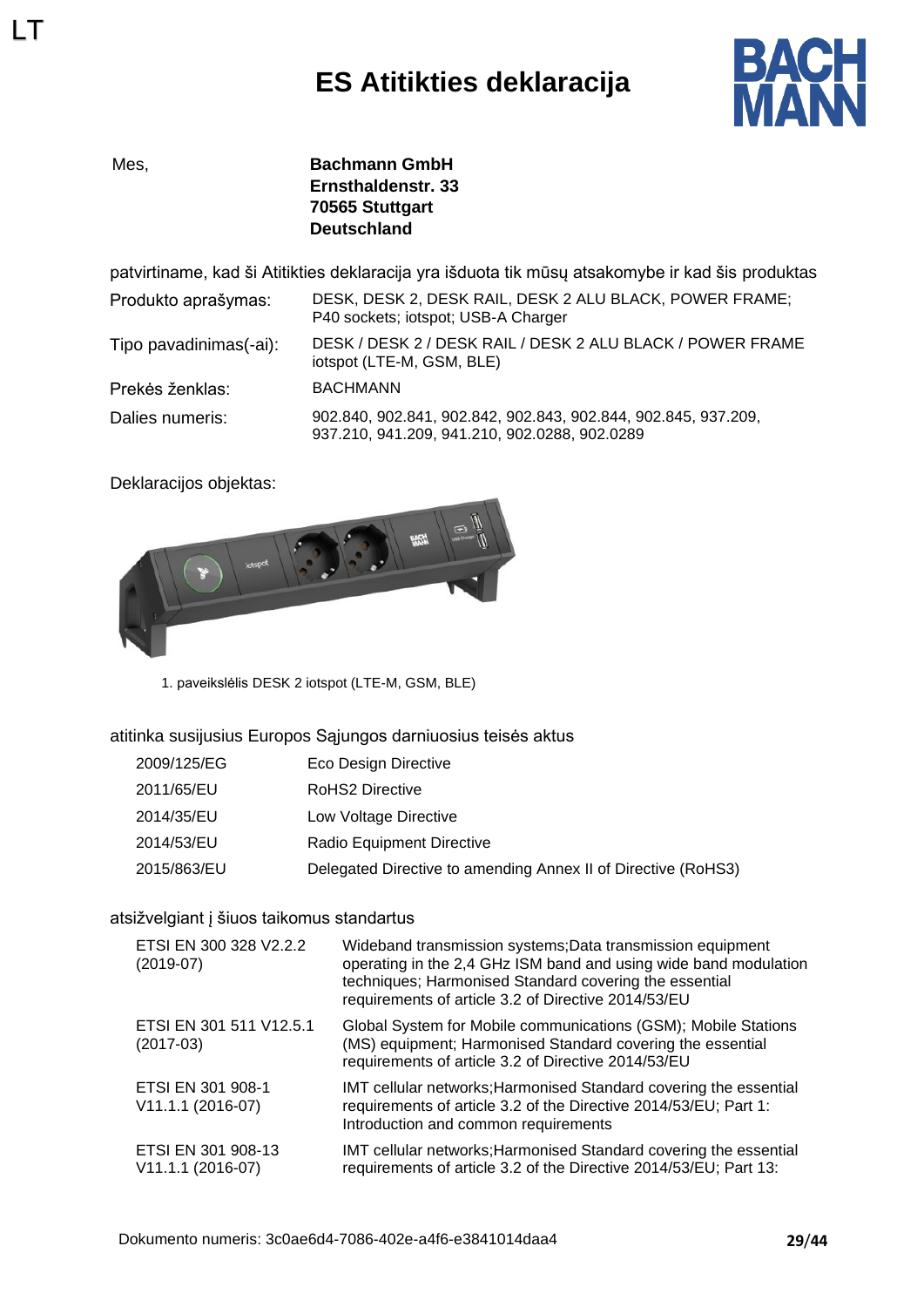LT

# ES Atitikties deklaracija

Mes, **Bachmann GmbH**
**Ernsthaldenstr. 33**
**70565 Stuttgart**
**Deutschland**

patvirtiname, kad ši Atitikties deklaracija yra išduota tik mūsų atsakomybe ir kad šis produktas

| | |
|---|---|
| Produkto aprašymas: | DESK, DESK 2, DESK RAIL, DESK 2 ALU BLACK, POWER FRAME; P40 sockets; iotspot; USB-A Charger |
| Tipo pavadinimas(-ai): | DESK / DESK 2 / DESK RAIL / DESK 2 ALU BLACK / POWER FRAME iotspot (LTE-M, GSM, BLE) |
| Prekės ženklas: | BACHMANN |
| Dalies numeris: | 902.840, 902.841, 902.842, 902.843, 902.844, 902.845, 937.209, 937.210, 941.209, 941.210, 902.0288, 902.0289 |

Deklaracijos objektas:

1. paveikslėlis DESK 2 iotspot (LTE-M, GSM, BLE)

atitinka susijusius Europos Sąjungos darniuosius teisės aktus

| | |
|---|---|
| 2009/125/EG | Eco Design Directive |
| 2011/65/EU | RoHS2 Directive |
| 2014/35/EU | Low Voltage Directive |
| 2014/53/EU | Radio Equipment Directive |
| 2015/863/EU | Delegated Directive to amending Annex II of Directive (RoHS3) |

atsižvelgiant į šiuos taikomus standartus

| | |
|---|---|
| ETSI EN 300 328 V2.2.2 (2019-07) | Wideband transmission systems;Data transmission equipment operating in the 2,4 GHz ISM band and using wide band modulation techniques; Harmonised Standard covering the essential requirements of article 3.2 of Directive 2014/53/EU |
| ETSI EN 301 511 V12.5.1 (2017-03) | Global System for Mobile communications (GSM); Mobile Stations (MS) equipment; Harmonised Standard covering the essential requirements of article 3.2 of Directive 2014/53/EU |
| ETSI EN 301 908-1 V11.1.1 (2016-07) | IMT cellular networks;Harmonised Standard covering the essential requirements of article 3.2 of the Directive 2014/53/EU; Part 1: Introduction and common requirements |
| ETSI EN 301 908-13 V11.1.1 (2016-07) | IMT cellular networks;Harmonised Standard covering the essential requirements of article 3.2 of the Directive 2014/53/EU; Part 13: |

Dokumento numeris: 3c0ae6d4-7086-402e-a4f6-e3841014daa4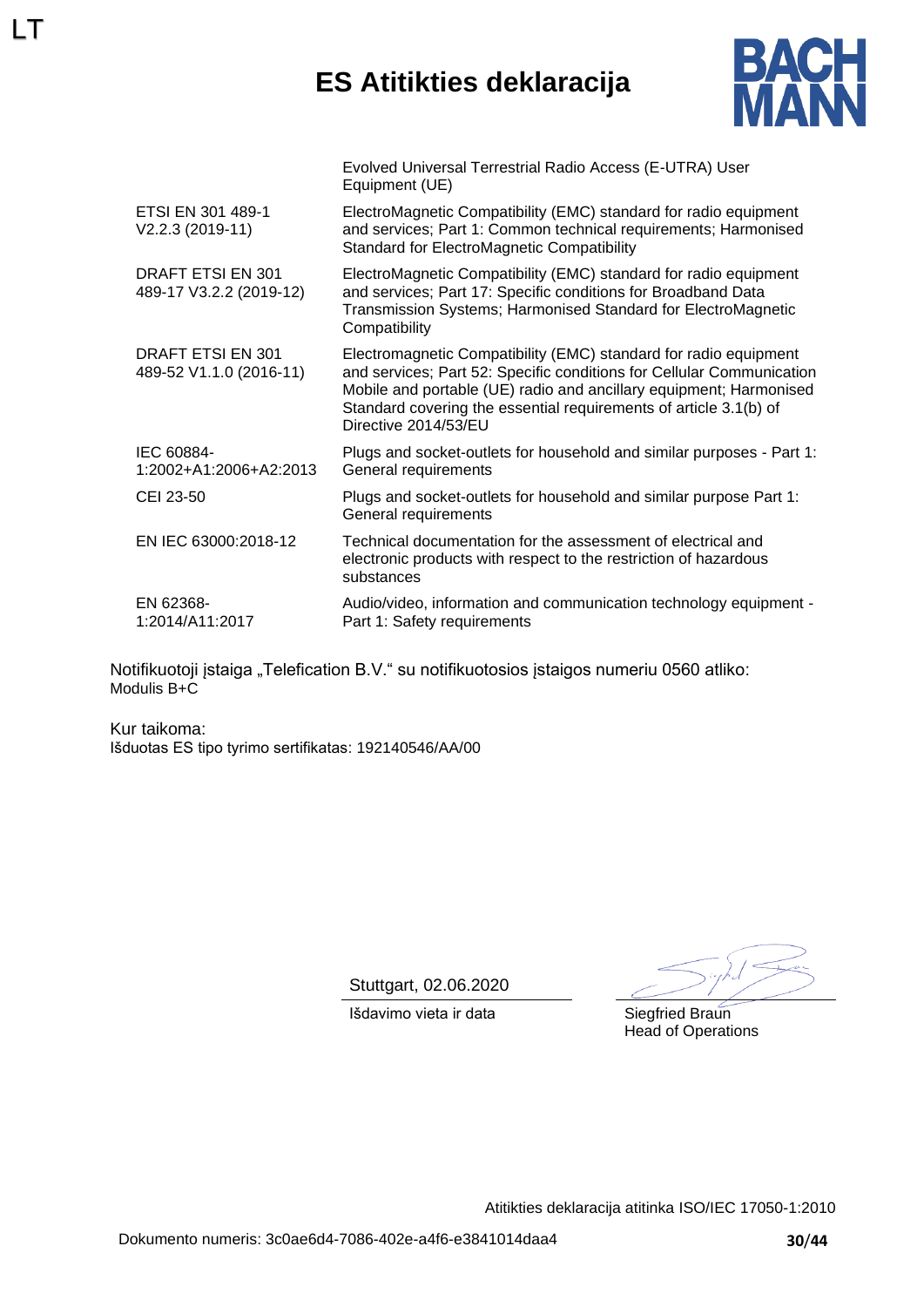LT

# ES Atitikties deklaracija

| | |
|---|---|
| | Evolved Universal Terrestrial Radio Access (E-UTRA) User Equipment (UE) |
| ETSI EN 301 489-1 V2.2.3 (2019-11) | ElectroMagnetic Compatibility (EMC) standard for radio equipment and services; Part 1: Common technical requirements; Harmonised Standard for ElectroMagnetic Compatibility |
| DRAFT ETSI EN 301 489-17 V3.2.2 (2019-12) | ElectroMagnetic Compatibility (EMC) standard for radio equipment and services; Part 17: Specific conditions for Broadband Data Transmission Systems; Harmonised Standard for ElectroMagnetic Compatibility |
| DRAFT ETSI EN 301 489-52 V1.1.0 (2016-11) | Electromagnetic Compatibility (EMC) standard for radio equipment and services; Part 52: Specific conditions for Cellular Communication Mobile and portable (UE) radio and ancillary equipment; Harmonised Standard covering the essential requirements of article 3.1(b) of Directive 2014/53/EU |
| IEC 60884-1:2002+A1:2006+A2:2013 | Plugs and socket-outlets for household and similar purposes - Part 1: General requirements |
| CEI 23-50 | Plugs and socket-outlets for household and similar purpose Part 1: General requirements |
| EN IEC 63000:2018-12 | Technical documentation for the assessment of electrical and electronic products with respect to the restriction of hazardous substances |
| EN 62368-1:2014/A11:2017 | Audio/video, information and communication technology equipment - Part 1: Safety requirements |

Notifikuotoji įstaiga „Telefication B.V." su notifikuotosios įstaigos numeriu 0560 atliko:
Modulis B+C

Kur taikoma:
Išduotas ES tipo tyrimo sertifikatas: 192140546/AA/00

Stuttgart, 02.06.2020
Išdavimo vieta ir data

Siegfried Braun
Head of Operations

Atitikties deklaracija atitinka ISO/IEC 17050-1:2010

Dokumento numeris: 3c0ae6d4-7086-402e-a4f6-e3841014daa4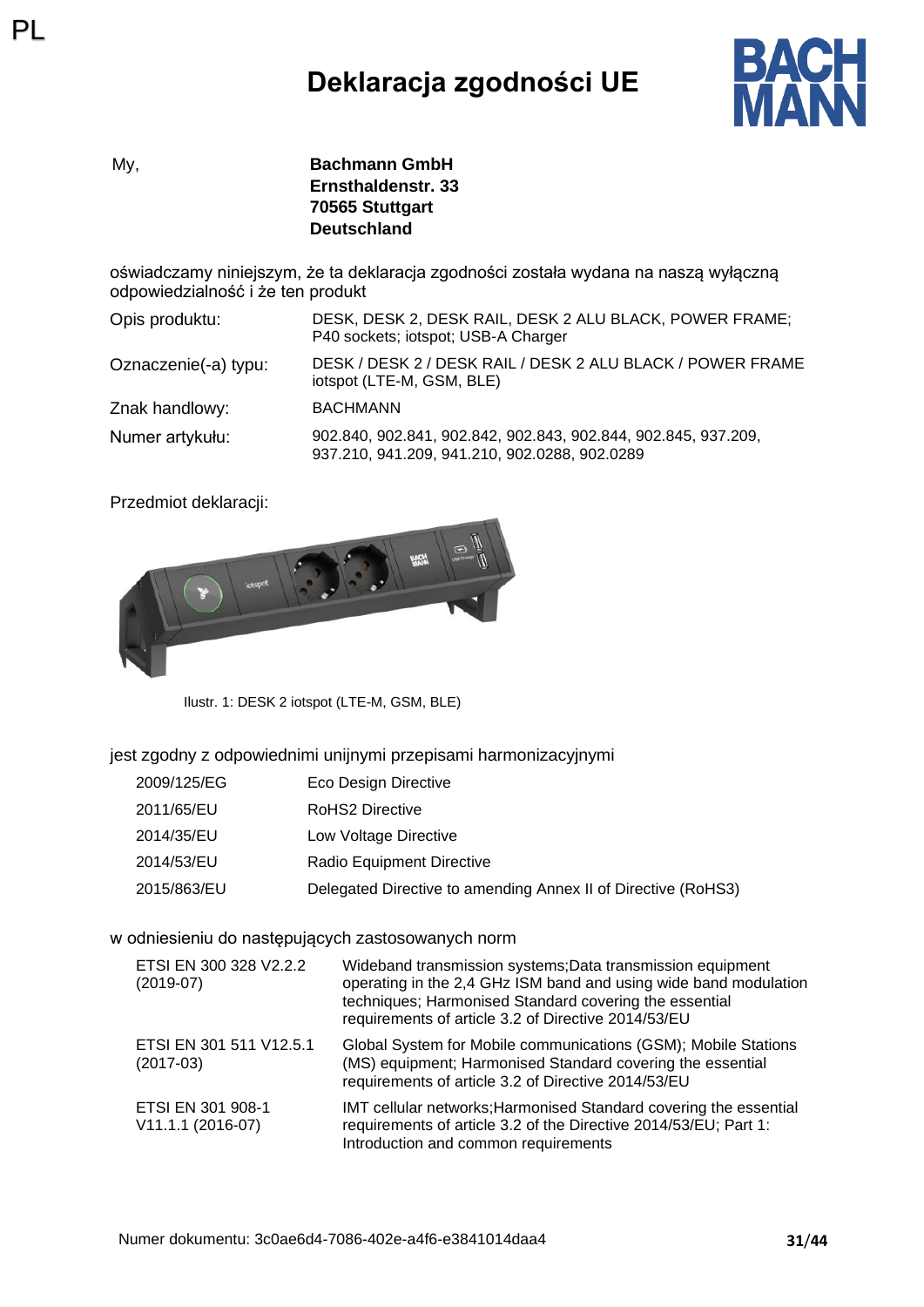PL

# Deklaracja zgodności UE

My,

**Bachmann GmbH**
**Ernsthaldenstr. 33**
**70565 Stuttgart**
**Deutschland**

oświadczamy niniejszym, że ta deklaracja zgodności została wydana na naszą wyłączną odpowiedzialność i że ten produkt

| | |
|---|---|
| Opis produktu: | DESK, DESK 2, DESK RAIL, DESK 2 ALU BLACK, POWER FRAME; P40 sockets; iotspot; USB-A Charger |
| Oznaczenie(-a) typu: | DESK / DESK 2 / DESK RAIL / DESK 2 ALU BLACK / POWER FRAME iotspot (LTE-M, GSM, BLE) |
| Znak handlowy: | BACHMANN |
| Numer artykułu: | 902.840, 902.841, 902.842, 902.843, 902.844, 902.845, 937.209, 937.210, 941.209, 941.210, 902.0288, 902.0289 |

Przedmiot deklaracji:

Ilustr. 1: DESK 2 iotspot (LTE-M, GSM, BLE)

jest zgodny z odpowiednimi unijnymi przepisami harmonizacyjnymi

| | |
|---|---|
| 2009/125/EG | Eco Design Directive |
| 2011/65/EU | RoHS2 Directive |
| 2014/35/EU | Low Voltage Directive |
| 2014/53/EU | Radio Equipment Directive |
| 2015/863/EU | Delegated Directive to amending Annex II of Directive (RoHS3) |

w odniesieniu do następujących zastosowanych norm

| | |
|---|---|
| ETSI EN 300 328 V2.2.2 (2019-07) | Wideband transmission systems;Data transmission equipment operating in the 2,4 GHz ISM band and using wide band modulation techniques; Harmonised Standard covering the essential requirements of article 3.2 of Directive 2014/53/EU |
| ETSI EN 301 511 V12.5.1 (2017-03) | Global System for Mobile communications (GSM); Mobile Stations (MS) equipment; Harmonised Standard covering the essential requirements of article 3.2 of Directive 2014/53/EU |
| ETSI EN 301 908-1 V11.1.1 (2016-07) | IMT cellular networks;Harmonised Standard covering the essential requirements of article 3.2 of the Directive 2014/53/EU; Part 1: Introduction and common requirements |

Numer dokumentu: 3c0ae6d4-7086-402e-a4f6-e3841014daa4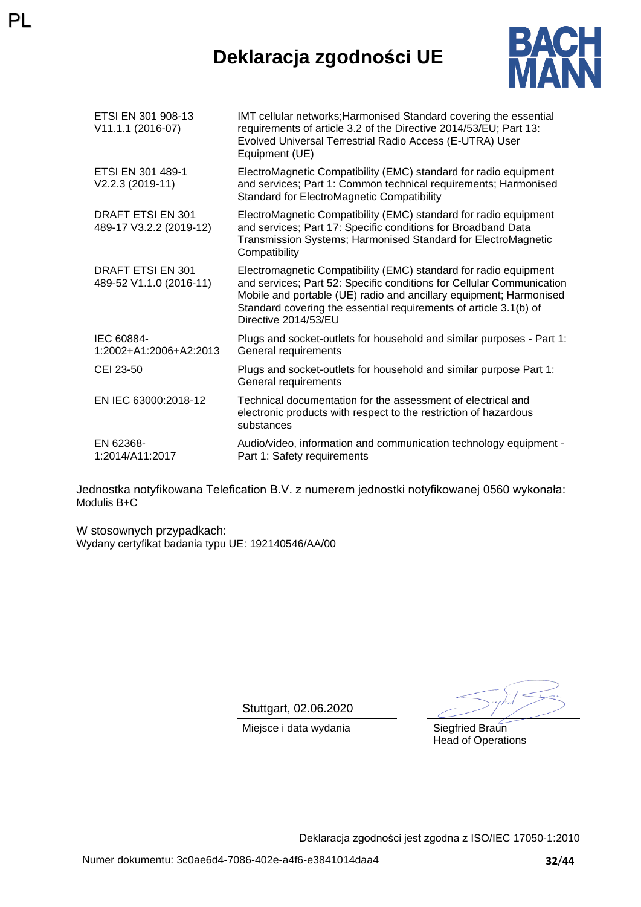PL

# Deklaracja zgodności UE

BACH MANN

| | |
|---|---|
| ETSI EN 301 908-13 V11.1.1 (2016-07) | IMT cellular networks;Harmonised Standard covering the essential requirements of article 3.2 of the Directive 2014/53/EU; Part 13: Evolved Universal Terrestrial Radio Access (E-UTRA) User Equipment (UE) |
| ETSI EN 301 489-1 V2.2.3 (2019-11) | ElectroMagnetic Compatibility (EMC) standard for radio equipment and services; Part 1: Common technical requirements; Harmonised Standard for ElectroMagnetic Compatibility |
| DRAFT ETSI EN 301 489-17 V3.2.2 (2019-12) | ElectroMagnetic Compatibility (EMC) standard for radio equipment and services; Part 17: Specific conditions for Broadband Data Transmission Systems; Harmonised Standard for ElectroMagnetic Compatibility |
| DRAFT ETSI EN 301 489-52 V1.1.0 (2016-11) | Electromagnetic Compatibility (EMC) standard for radio equipment and services; Part 52: Specific conditions for Cellular Communication Mobile and portable (UE) radio and ancillary equipment; Harmonised Standard covering the essential requirements of article 3.1(b) of Directive 2014/53/EU |
| IEC 60884-1:2002+A1:2006+A2:2013 | Plugs and socket-outlets for household and similar purposes - Part 1: General requirements |
| CEI 23-50 | Plugs and socket-outlets for household and similar purpose Part 1: General requirements |
| EN IEC 63000:2018-12 | Technical documentation for the assessment of electrical and electronic products with respect to the restriction of hazardous substances |
| EN 62368-1:2014/A11:2017 | Audio/video, information and communication technology equipment - Part 1: Safety requirements |

Jednostka notyfikowana Telefication B.V. z numerem jednostki notyfikowanej 0560 wykonała:
Modulis B+C

W stosownych przypadkach:
Wydany certyfikat badania typu UE: 192140546/AA/00

Stuttgart, 02.06.2020
Miejsce i data wydania

Siegfried Braun
Head of Operations

Deklaracja zgodności jest zgodna z ISO/IEC 17050-1:2010

Numer dokumentu: 3c0ae6d4-7086-402e-a4f6-e3841014daa4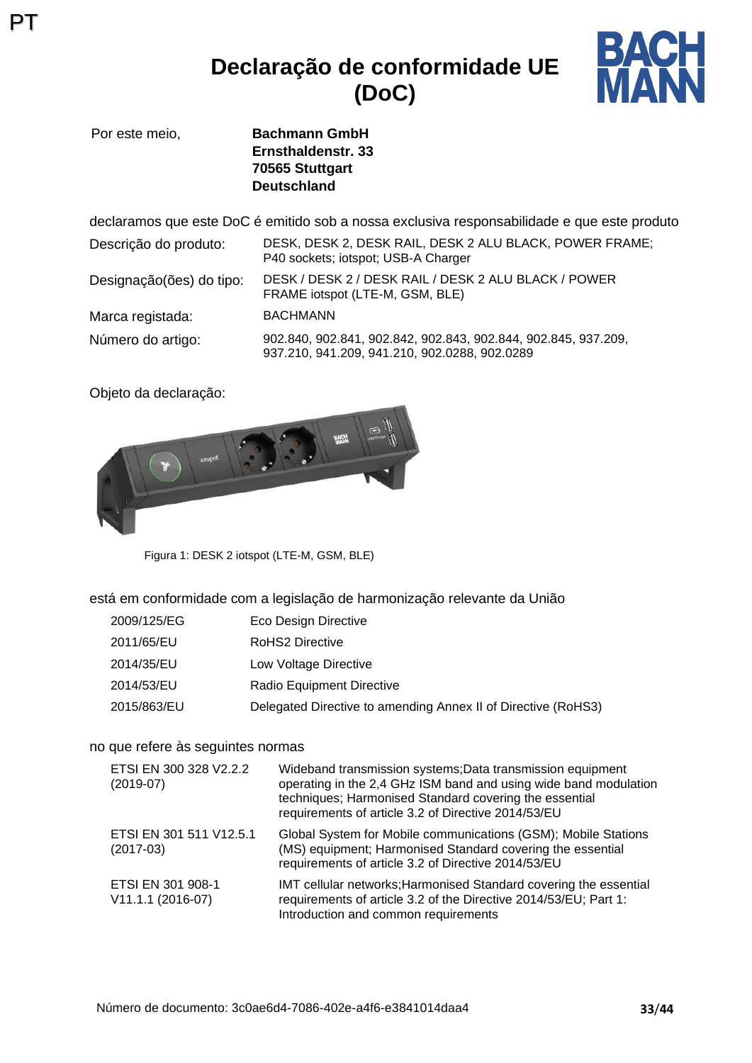PT

# Declaração de conformidade UE (DoC)

| Por este meio, | **Bachmann GmbH**<br>**Ernsthaldenstr. 33**<br>**70565 Stuttgart**<br>**Deutschland** |
|---|---|

declaramos que este DoC é emitido sob a nossa exclusiva responsabilidade e que este produto

| | |
|---|---|
| Descrição do produto: | DESK, DESK 2, DESK RAIL, DESK 2 ALU BLACK, POWER FRAME; P40 sockets; iotspot; USB-A Charger |
| Designação(ões) do tipo: | DESK / DESK 2 / DESK RAIL / DESK 2 ALU BLACK / POWER FRAME iotspot (LTE-M, GSM, BLE) |
| Marca registada: | BACHMANN |
| Número do artigo: | 902.840, 902.841, 902.842, 902.843, 902.844, 902.845, 937.209, 937.210, 941.209, 941.210, 902.0288, 902.0289 |

Objeto da declaração:

Figura 1: DESK 2 iotspot (LTE-M, GSM, BLE)

está em conformidade com a legislação de harmonização relevante da União

| | |
|---|---|
| 2009/125/EG | Eco Design Directive |
| 2011/65/EU | RoHS2 Directive |
| 2014/35/EU | Low Voltage Directive |
| 2014/53/EU | Radio Equipment Directive |
| 2015/863/EU | Delegated Directive to amending Annex II of Directive (RoHS3) |

no que refere às seguintes normas

| | |
|---|---|
| ETSI EN 300 328 V2.2.2 (2019-07) | Wideband transmission systems;Data transmission equipment operating in the 2,4 GHz ISM band and using wide band modulation techniques; Harmonised Standard covering the essential requirements of article 3.2 of Directive 2014/53/EU |
| ETSI EN 301 511 V12.5.1 (2017-03) | Global System for Mobile communications (GSM); Mobile Stations (MS) equipment; Harmonised Standard covering the essential requirements of article 3.2 of Directive 2014/53/EU |
| ETSI EN 301 908-1 V11.1.1 (2016-07) | IMT cellular networks;Harmonised Standard covering the essential requirements of article 3.2 of the Directive 2014/53/EU; Part 1: Introduction and common requirements |

Número de documento: 3c0ae6d4-7086-402e-a4f6-e3841014daa4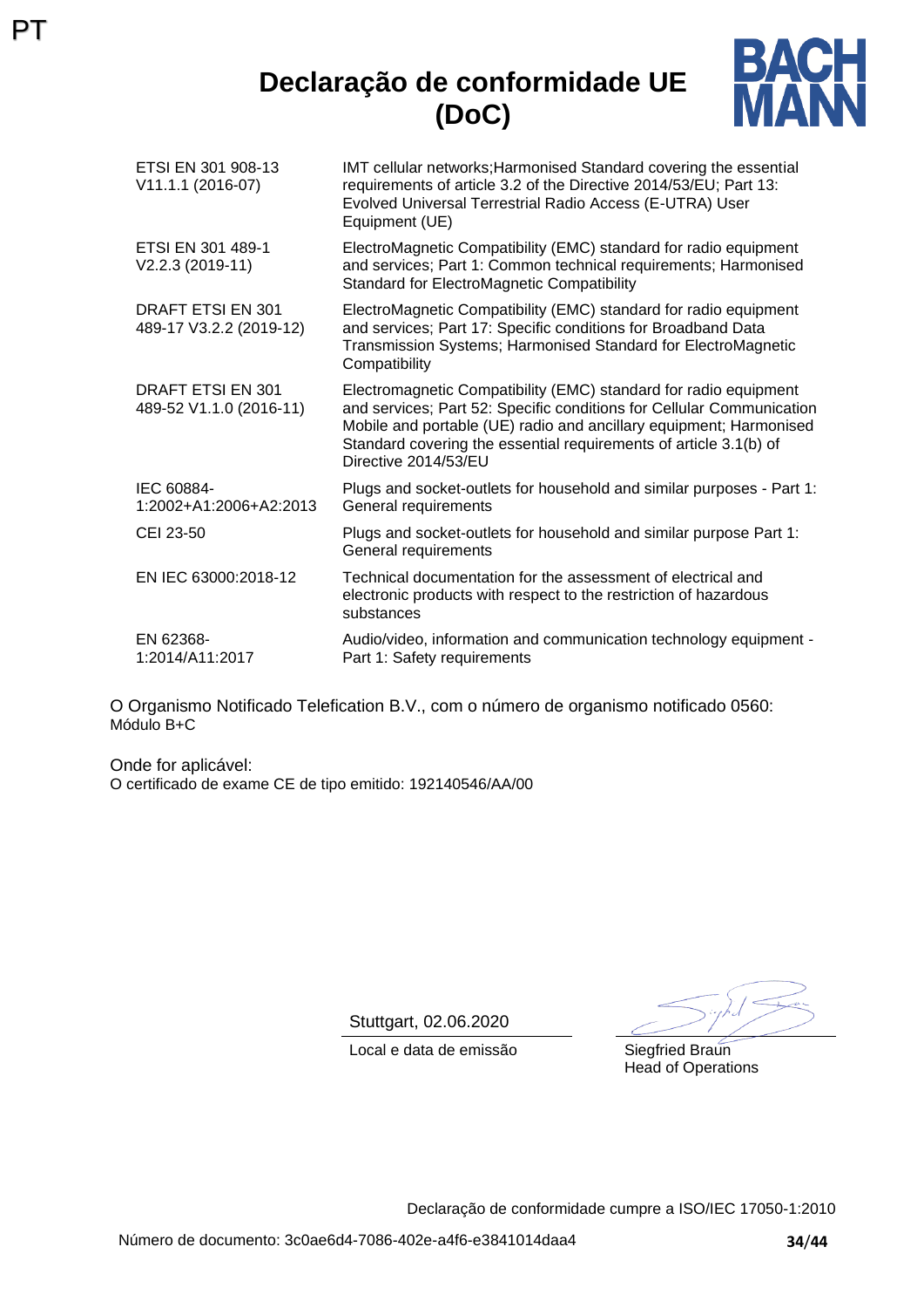PT

# Declaração de conformidade UE (DoC)

BACH MANN

| | |
|---|---|
| ETSI EN 301 908-13 V11.1.1 (2016-07) | IMT cellular networks;Harmonised Standard covering the essential requirements of article 3.2 of the Directive 2014/53/EU; Part 13: Evolved Universal Terrestrial Radio Access (E-UTRA) User Equipment (UE) |
| ETSI EN 301 489-1 V2.2.3 (2019-11) | ElectroMagnetic Compatibility (EMC) standard for radio equipment and services; Part 1: Common technical requirements; Harmonised Standard for ElectroMagnetic Compatibility |
| DRAFT ETSI EN 301 489-17 V3.2.2 (2019-12) | ElectroMagnetic Compatibility (EMC) standard for radio equipment and services; Part 17: Specific conditions for Broadband Data Transmission Systems; Harmonised Standard for ElectroMagnetic Compatibility |
| DRAFT ETSI EN 301 489-52 V1.1.0 (2016-11) | Electromagnetic Compatibility (EMC) standard for radio equipment and services; Part 52: Specific conditions for Cellular Communication Mobile and portable (UE) radio and ancillary equipment; Harmonised Standard covering the essential requirements of article 3.1(b) of Directive 2014/53/EU |
| IEC 60884-1:2002+A1:2006+A2:2013 | Plugs and socket-outlets for household and similar purposes - Part 1: General requirements |
| CEI 23-50 | Plugs and socket-outlets for household and similar purpose Part 1: General requirements |
| EN IEC 63000:2018-12 | Technical documentation for the assessment of electrical and electronic products with respect to the restriction of hazardous substances |
| EN 62368-1:2014/A11:2017 | Audio/video, information and communication technology equipment - Part 1: Safety requirements |

O Organismo Notificado Telefication B.V., com o número de organismo notificado 0560:
Módulo B+C

Onde for aplicável:
O certificado de exame CE de tipo emitido: 192140546/AA/00

Stuttgart, 02.06.2020
Local e data de emissão

Siegfried Braun
Head of Operations

Declaração de conformidade cumpre a ISO/IEC 17050-1:2010

Número de documento: 3c0ae6d4-7086-402e-a4f6-e3841014daa4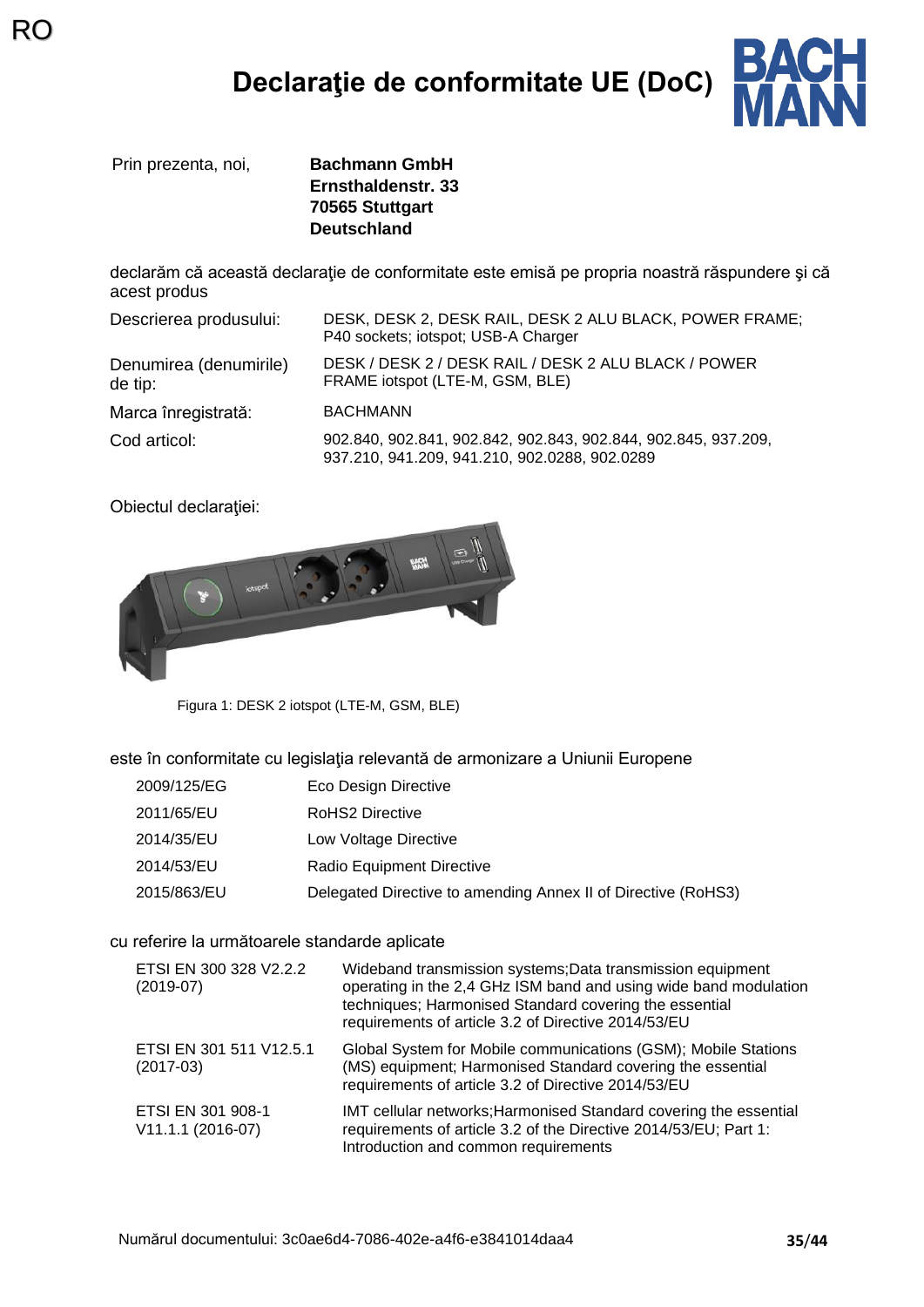RO

# Declaraţie de conformitate UE (DoC)

Prin prezenta, noi, **Bachmann GmbH**
**Ernsthaldenstr. 33**
**70565 Stuttgart**
**Deutschland**

declarăm că această declaraţie de conformitate este emisă pe propria noastră răspundere şi că acest produs

| | |
|---|---|
| Descrierea produsului: | DESK, DESK 2, DESK RAIL, DESK 2 ALU BLACK, POWER FRAME; P40 sockets; iotspot; USB-A Charger |
| Denumirea (denumirile) de tip: | DESK / DESK 2 / DESK RAIL / DESK 2 ALU BLACK / POWER FRAME iotspot (LTE-M, GSM, BLE) |
| Marca înregistrată: | BACHMANN |
| Cod articol: | 902.840, 902.841, 902.842, 902.843, 902.844, 902.845, 937.209, 937.210, 941.209, 941.210, 902.0288, 902.0289 |

Obiectul declaraţiei:

Figura 1: DESK 2 iotspot (LTE-M, GSM, BLE)

este în conformitate cu legislaţia relevantă de armonizare a Uniunii Europene

| | |
|---|---|
| 2009/125/EG | Eco Design Directive |
| 2011/65/EU | RoHS2 Directive |
| 2014/35/EU | Low Voltage Directive |
| 2014/53/EU | Radio Equipment Directive |
| 2015/863/EU | Delegated Directive to amending Annex II of Directive (RoHS3) |

cu referire la următoarele standarde aplicate

| | |
|---|---|
| ETSI EN 300 328 V2.2.2 (2019-07) | Wideband transmission systems;Data transmission equipment operating in the 2,4 GHz ISM band and using wide band modulation techniques; Harmonised Standard covering the essential requirements of article 3.2 of Directive 2014/53/EU |
| ETSI EN 301 511 V12.5.1 (2017-03) | Global System for Mobile communications (GSM); Mobile Stations (MS) equipment; Harmonised Standard covering the essential requirements of article 3.2 of Directive 2014/53/EU |
| ETSI EN 301 908-1 V11.1.1 (2016-07) | IMT cellular networks;Harmonised Standard covering the essential requirements of article 3.2 of the Directive 2014/53/EU; Part 1: Introduction and common requirements |

Numărul documentului: 3c0ae6d4-7086-402e-a4f6-e3841014daa4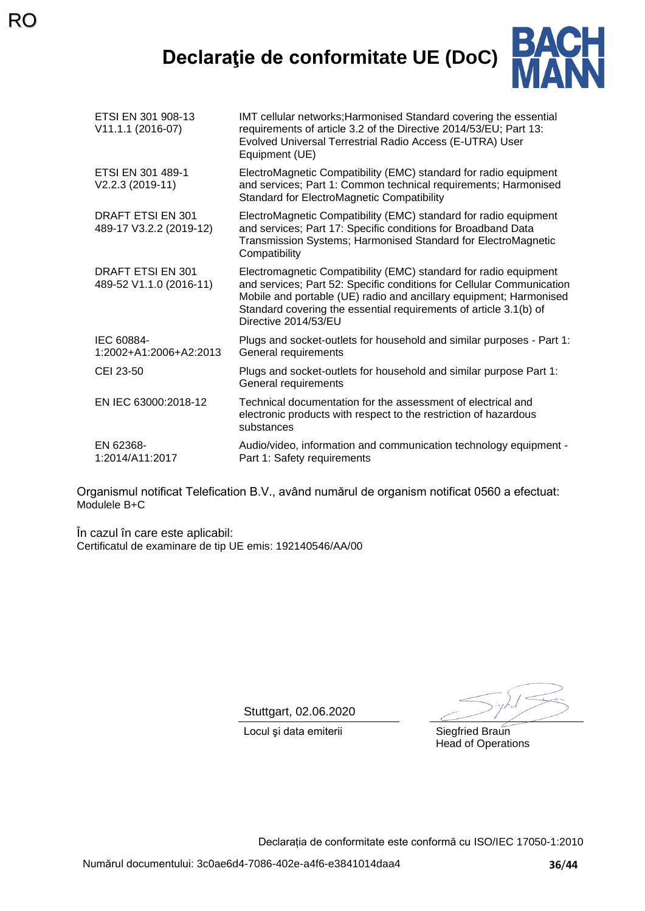RO

# Declaraţie de conformitate UE (DoC)

BACH MANN

| | |
|---|---|
| ETSI EN 301 908-13 V11.1.1 (2016-07) | IMT cellular networks;Harmonised Standard covering the essential requirements of article 3.2 of the Directive 2014/53/EU; Part 13: Evolved Universal Terrestrial Radio Access (E-UTRA) User Equipment (UE) |
| ETSI EN 301 489-1 V2.2.3 (2019-11) | ElectroMagnetic Compatibility (EMC) standard for radio equipment and services; Part 1: Common technical requirements; Harmonised Standard for ElectroMagnetic Compatibility |
| DRAFT ETSI EN 301 489-17 V3.2.2 (2019-12) | ElectroMagnetic Compatibility (EMC) standard for radio equipment and services; Part 17: Specific conditions for Broadband Data Transmission Systems; Harmonised Standard for ElectroMagnetic Compatibility |
| DRAFT ETSI EN 301 489-52 V1.1.0 (2016-11) | Electromagnetic Compatibility (EMC) standard for radio equipment and services; Part 52: Specific conditions for Cellular Communication Mobile and portable (UE) radio and ancillary equipment; Harmonised Standard covering the essential requirements of article 3.1(b) of Directive 2014/53/EU |
| IEC 60884-1:2002+A1:2006+A2:2013 | Plugs and socket-outlets for household and similar purposes - Part 1: General requirements |
| CEI 23-50 | Plugs and socket-outlets for household and similar purpose Part 1: General requirements |
| EN IEC 63000:2018-12 | Technical documentation for the assessment of electrical and electronic products with respect to the restriction of hazardous substances |
| EN 62368-1:2014/A11:2017 | Audio/video, information and communication technology equipment - Part 1: Safety requirements |

Organismul notificat Telefication B.V., având numărul de organism notificat 0560 a efectuat:
Modulele B+C

În cazul în care este aplicabil:
Certificatul de examinare de tip UE emis: 192140546/AA/00

Stuttgart, 02.06.2020
Locul şi data emiterii

Siegfried Braun
Head of Operations

Declarația de conformitate este conformă cu ISO/IEC 17050-1:2010

Numărul documentului: 3c0ae6d4-7086-402e-a4f6-e3841014daa4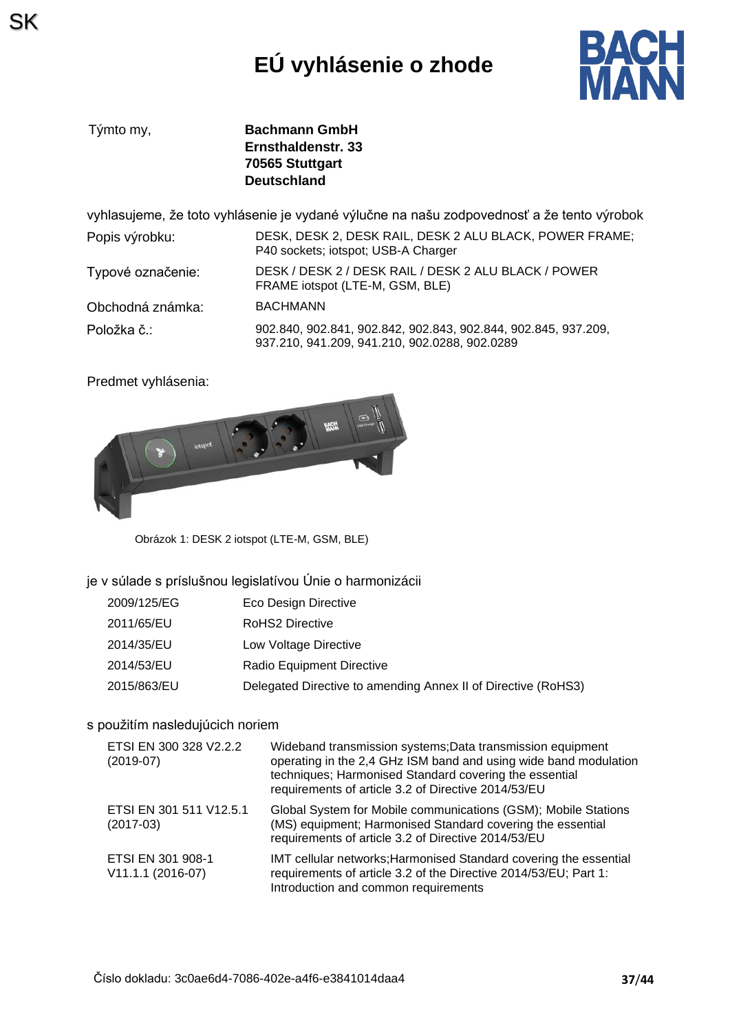SK

# EÚ vyhlásenie o zhode

Týmto my, **Bachmann GmbH**
**Ernsthaldenstr. 33**
**70565 Stuttgart**
**Deutschland**

vyhlasujeme, že toto vyhlásenie je vydané výlučne na našu zodpovednosť a že tento výrobok

| | |
|---|---|
| Popis výrobku: | DESK, DESK 2, DESK RAIL, DESK 2 ALU BLACK, POWER FRAME; P40 sockets; iotspot; USB-A Charger |
| Typové označenie: | DESK / DESK 2 / DESK RAIL / DESK 2 ALU BLACK / POWER FRAME iotspot (LTE-M, GSM, BLE) |
| Obchodná známka: | BACHMANN |
| Položka č.: | 902.840, 902.841, 902.842, 902.843, 902.844, 902.845, 937.209, 937.210, 941.209, 941.210, 902.0288, 902.0289 |

Predmet vyhlásenia:

Obrázok 1: DESK 2 iotspot (LTE-M, GSM, BLE)

je v súlade s príslušnou legislatívou Únie o harmonizácii

| | |
|---|---|
| 2009/125/EG | Eco Design Directive |
| 2011/65/EU | RoHS2 Directive |
| 2014/35/EU | Low Voltage Directive |
| 2014/53/EU | Radio Equipment Directive |
| 2015/863/EU | Delegated Directive to amending Annex II of Directive (RoHS3) |

s použitím nasledujúcich noriem

| | |
|---|---|
| ETSI EN 300 328 V2.2.2 (2019-07) | Wideband transmission systems;Data transmission equipment operating in the 2,4 GHz ISM band and using wide band modulation techniques; Harmonised Standard covering the essential requirements of article 3.2 of Directive 2014/53/EU |
| ETSI EN 301 511 V12.5.1 (2017-03) | Global System for Mobile communications (GSM); Mobile Stations (MS) equipment; Harmonised Standard covering the essential requirements of article 3.2 of Directive 2014/53/EU |
| ETSI EN 301 908-1 V11.1.1 (2016-07) | IMT cellular networks;Harmonised Standard covering the essential requirements of article 3.2 of the Directive 2014/53/EU; Part 1: Introduction and common requirements |

Číslo dokladu: 3c0ae6d4-7086-402e-a4f6-e3841014daa4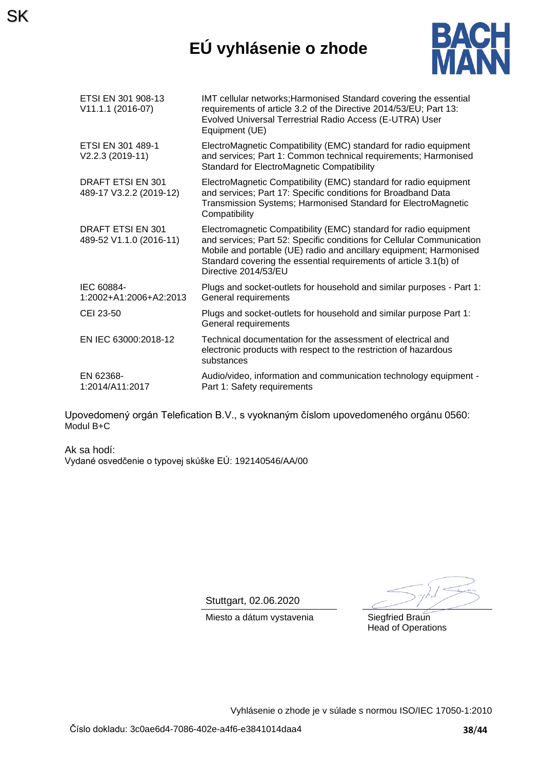# EÚ vyhlásenie o zhode

| | |
|---|---|
| ETSI EN 301 908-13 V11.1.1 (2016-07) | IMT cellular networks;Harmonised Standard covering the essential requirements of article 3.2 of the Directive 2014/53/EU; Part 13: Evolved Universal Terrestrial Radio Access (E-UTRA) User Equipment (UE) |
| ETSI EN 301 489-1 V2.2.3 (2019-11) | ElectroMagnetic Compatibility (EMC) standard for radio equipment and services; Part 1: Common technical requirements; Harmonised Standard for ElectroMagnetic Compatibility |
| DRAFT ETSI EN 301 489-17 V3.2.2 (2019-12) | ElectroMagnetic Compatibility (EMC) standard for radio equipment and services; Part 17: Specific conditions for Broadband Data Transmission Systems; Harmonised Standard for ElectroMagnetic Compatibility |
| DRAFT ETSI EN 301 489-52 V1.1.0 (2016-11) | Electromagnetic Compatibility (EMC) standard for radio equipment and services; Part 52: Specific conditions for Cellular Communication Mobile and portable (UE) radio and ancillary equipment; Harmonised Standard covering the essential requirements of article 3.1(b) of Directive 2014/53/EU |
| IEC 60884-1:2002+A1:2006+A2:2013 | Plugs and socket-outlets for household and similar purposes - Part 1: General requirements |
| CEI 23-50 | Plugs and socket-outlets for household and similar purpose Part 1: General requirements |
| EN IEC 63000:2018-12 | Technical documentation for the assessment of electrical and electronic products with respect to the restriction of hazardous substances |
| EN 62368-1:2014/A11:2017 | Audio/video, information and communication technology equipment - Part 1: Safety requirements |

Upovedomený orgán Telefication B.V., s vyoknaným číslom upovedomeného orgánu 0560:
Modul B+C

Ak sa hodí:
Vydané osvedčenie o typovej skúške EÚ: 192140546/AA/00

Stuttgart, 02.06.2020
Miesto a dátum vystavenia

Siegfried Braun
Head of Operations

Vyhlásenie o zhode je v súlade s normou ISO/IEC 17050-1:2010

Číslo dokladu: 3c0ae6d4-7086-402e-a4f6-e3841014daa4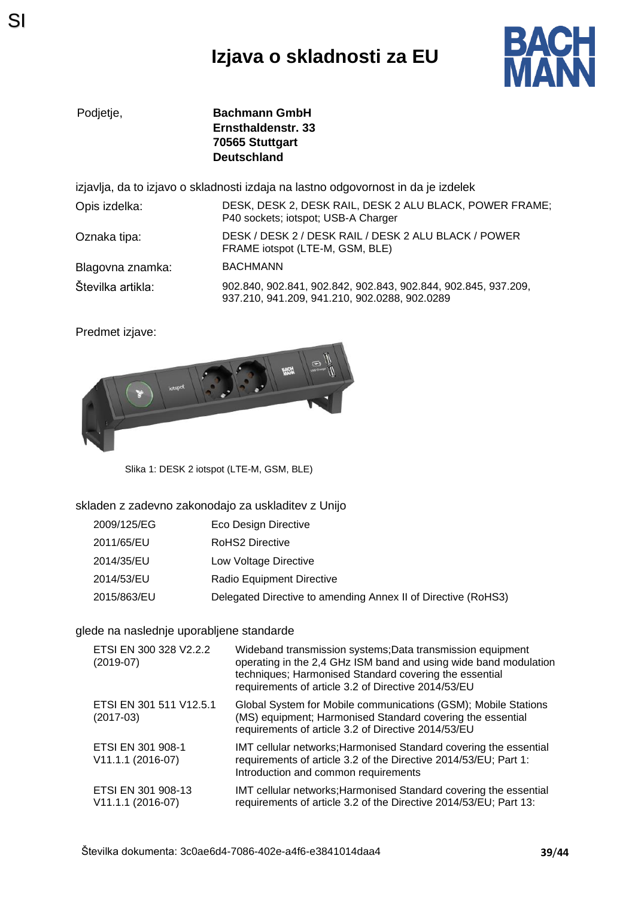SI

# Izjava o skladnosti za EU

| | |
|---|---|
| Podjetje, | **Bachmann GmbH**<br>**Ernsthaldenstr. 33**<br>**70565 Stuttgart**<br>**Deutschland** |

izjavlja, da to izjavo o skladnosti izdaja na lastno odgovornost in da je izdelek

| | |
|---|---|
| Opis izdelka: | DESK, DESK 2, DESK RAIL, DESK 2 ALU BLACK, POWER FRAME; P40 sockets; iotspot; USB-A Charger |
| Oznaka tipa: | DESK / DESK 2 / DESK RAIL / DESK 2 ALU BLACK / POWER FRAME iotspot (LTE-M, GSM, BLE) |
| Blagovna znamka: | BACHMANN |
| Številka artikla: | 902.840, 902.841, 902.842, 902.843, 902.844, 902.845, 937.209, 937.210, 941.209, 941.210, 902.0288, 902.0289 |

Predmet izjave:

Slika 1: DESK 2 iotspot (LTE-M, GSM, BLE)

skladen z zadevno zakonodajo za uskladitev z Unijo

| | |
|---|---|
| 2009/125/EG | Eco Design Directive |
| 2011/65/EU | RoHS2 Directive |
| 2014/35/EU | Low Voltage Directive |
| 2014/53/EU | Radio Equipment Directive |
| 2015/863/EU | Delegated Directive to amending Annex II of Directive (RoHS3) |

glede na naslednje uporabljene standarde

| | |
|---|---|
| ETSI EN 300 328 V2.2.2 (2019-07) | Wideband transmission systems;Data transmission equipment operating in the 2,4 GHz ISM band and using wide band modulation techniques; Harmonised Standard covering the essential requirements of article 3.2 of Directive 2014/53/EU |
| ETSI EN 301 511 V12.5.1 (2017-03) | Global System for Mobile communications (GSM); Mobile Stations (MS) equipment; Harmonised Standard covering the essential requirements of article 3.2 of Directive 2014/53/EU |
| ETSI EN 301 908-1 V11.1.1 (2016-07) | IMT cellular networks;Harmonised Standard covering the essential requirements of article 3.2 of the Directive 2014/53/EU; Part 1: Introduction and common requirements |
| ETSI EN 301 908-13 V11.1.1 (2016-07) | IMT cellular networks;Harmonised Standard covering the essential requirements of article 3.2 of the Directive 2014/53/EU; Part 13: |

Številka dokumenta: 3c0ae6d4-7086-402e-a4f6-e3841014daa4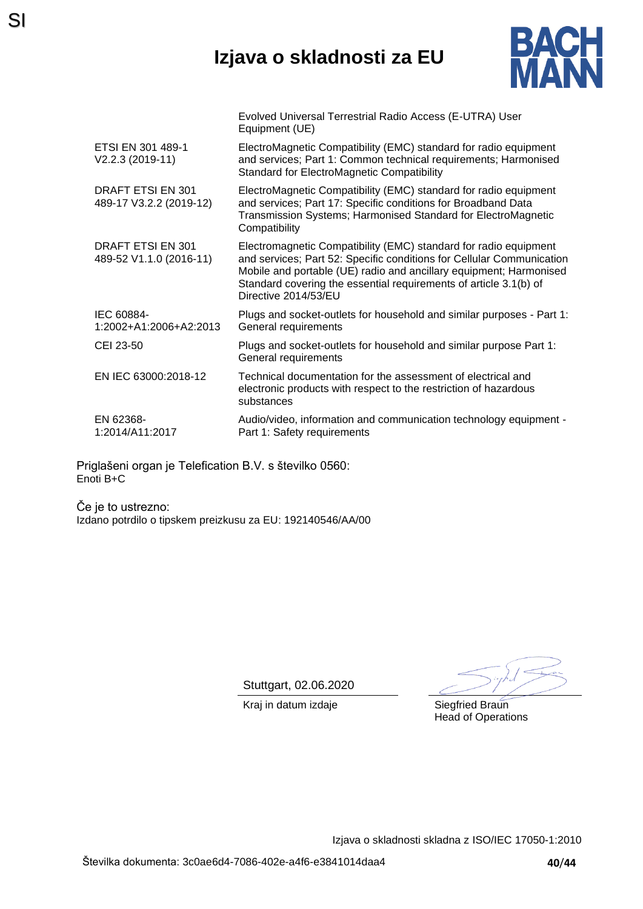# Izjava o skladnosti za EU

| | |
|---|---|
| | Evolved Universal Terrestrial Radio Access (E-UTRA) User Equipment (UE) |
| ETSI EN 301 489-1 V2.2.3 (2019-11) | ElectroMagnetic Compatibility (EMC) standard for radio equipment and services; Part 1: Common technical requirements; Harmonised Standard for ElectroMagnetic Compatibility |
| DRAFT ETSI EN 301 489-17 V3.2.2 (2019-12) | ElectroMagnetic Compatibility (EMC) standard for radio equipment and services; Part 17: Specific conditions for Broadband Data Transmission Systems; Harmonised Standard for ElectroMagnetic Compatibility |
| DRAFT ETSI EN 301 489-52 V1.1.0 (2016-11) | Electromagnetic Compatibility (EMC) standard for radio equipment and services; Part 52: Specific conditions for Cellular Communication Mobile and portable (UE) radio and ancillary equipment; Harmonised Standard covering the essential requirements of article 3.1(b) of Directive 2014/53/EU |
| IEC 60884-1:2002+A1:2006+A2:2013 | Plugs and socket-outlets for household and similar purposes - Part 1: General requirements |
| CEI 23-50 | Plugs and socket-outlets for household and similar purpose Part 1: General requirements |
| EN IEC 63000:2018-12 | Technical documentation for the assessment of electrical and electronic products with respect to the restriction of hazardous substances |
| EN 62368-1:2014/A11:2017 | Audio/video, information and communication technology equipment - Part 1: Safety requirements |

Priglašeni organ je Telefication B.V. s številko 0560:
Enoti B+C

Če je to ustrezno:
Izdano potrdilo o tipskem preizkusu za EU: 192140546/AA/00

Stuttgart, 02.06.2020
Kraj in datum izdaje

Siegfried Braun
Head of Operations

Izjava o skladnosti skladna z ISO/IEC 17050-1:2010

Številka dokumenta: 3c0ae6d4-7086-402e-a4f6-e3841014daa4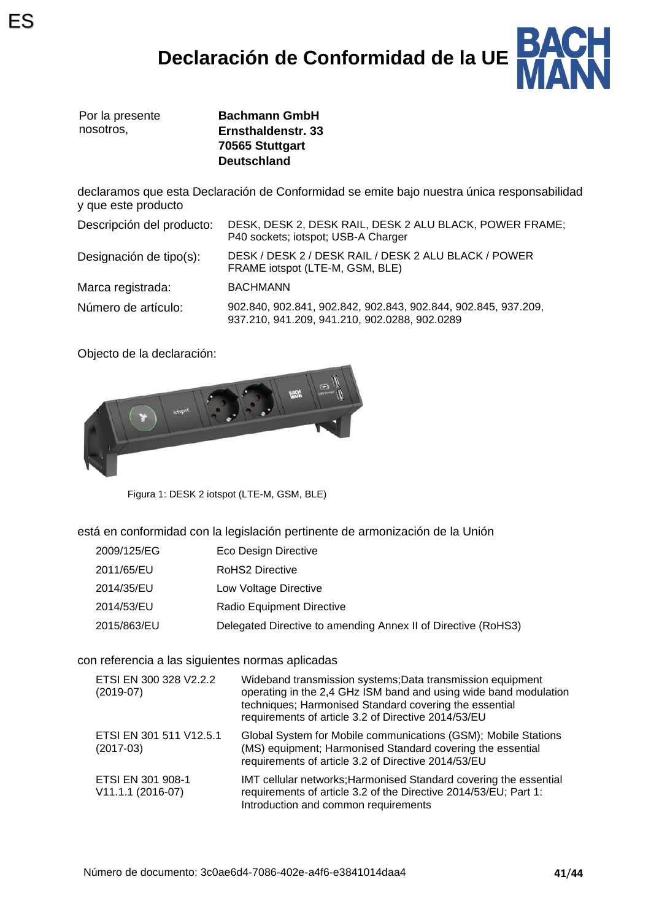ES

# Declaración de Conformidad de la UE

| Por la presente nosotros, | **Bachmann GmbH**<br>**Ernsthaldenstr. 33**<br>**70565 Stuttgart**<br>**Deutschland** |
|---|---|

declaramos que esta Declaración de Conformidad se emite bajo nuestra única responsabilidad y que este producto

| | |
|---|---|
| Descripción del producto: | DESK, DESK 2, DESK RAIL, DESK 2 ALU BLACK, POWER FRAME; P40 sockets; iotspot; USB-A Charger |
| Designación de tipo(s): | DESK / DESK 2 / DESK RAIL / DESK 2 ALU BLACK / POWER FRAME iotspot (LTE-M, GSM, BLE) |
| Marca registrada: | BACHMANN |
| Número de artículo: | 902.840, 902.841, 902.842, 902.843, 902.844, 902.845, 937.209, 937.210, 941.209, 941.210, 902.0288, 902.0289 |

Objecto de la declaración:

Figura 1: DESK 2 iotspot (LTE-M, GSM, BLE)

está en conformidad con la legislación pertinente de armonización de la Unión

| | |
|---|---|
| 2009/125/EG | Eco Design Directive |
| 2011/65/EU | RoHS2 Directive |
| 2014/35/EU | Low Voltage Directive |
| 2014/53/EU | Radio Equipment Directive |
| 2015/863/EU | Delegated Directive to amending Annex II of Directive (RoHS3) |

con referencia a las siguientes normas aplicadas

| | |
|---|---|
| ETSI EN 300 328 V2.2.2 (2019-07) | Wideband transmission systems;Data transmission equipment operating in the 2,4 GHz ISM band and using wide band modulation techniques; Harmonised Standard covering the essential requirements of article 3.2 of Directive 2014/53/EU |
| ETSI EN 301 511 V12.5.1 (2017-03) | Global System for Mobile communications (GSM); Mobile Stations (MS) equipment; Harmonised Standard covering the essential requirements of article 3.2 of Directive 2014/53/EU |
| ETSI EN 301 908-1 V11.1.1 (2016-07) | IMT cellular networks;Harmonised Standard covering the essential requirements of article 3.2 of the Directive 2014/53/EU; Part 1: Introduction and common requirements |

Número de documento: 3c0ae6d4-7086-402e-a4f6-e3841014daa4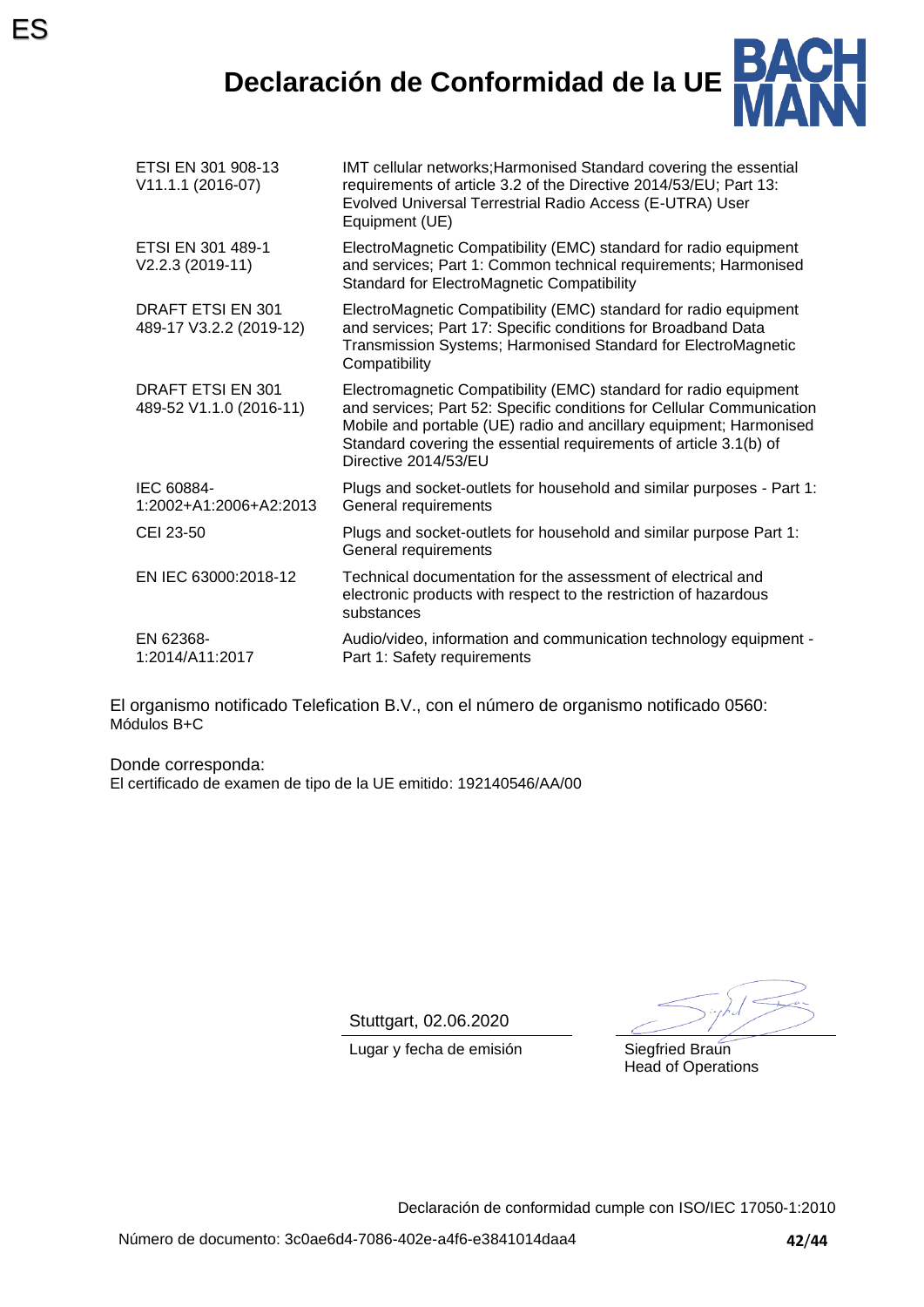ES

# Declaración de Conformidad de la UE

BACHMANN

| | |
|---|---|
| ETSI EN 301 908-13 V11.1.1 (2016-07) | IMT cellular networks;Harmonised Standard covering the essential requirements of article 3.2 of the Directive 2014/53/EU; Part 13: Evolved Universal Terrestrial Radio Access (E-UTRA) User Equipment (UE) |
| ETSI EN 301 489-1 V2.2.3 (2019-11) | ElectroMagnetic Compatibility (EMC) standard for radio equipment and services; Part 1: Common technical requirements; Harmonised Standard for ElectroMagnetic Compatibility |
| DRAFT ETSI EN 301 489-17 V3.2.2 (2019-12) | ElectroMagnetic Compatibility (EMC) standard for radio equipment and services; Part 17: Specific conditions for Broadband Data Transmission Systems; Harmonised Standard for ElectroMagnetic Compatibility |
| DRAFT ETSI EN 301 489-52 V1.1.0 (2016-11) | Electromagnetic Compatibility (EMC) standard for radio equipment and services; Part 52: Specific conditions for Cellular Communication Mobile and portable (UE) radio and ancillary equipment; Harmonised Standard covering the essential requirements of article 3.1(b) of Directive 2014/53/EU |
| IEC 60884-1:2002+A1:2006+A2:2013 | Plugs and socket-outlets for household and similar purposes - Part 1: General requirements |
| CEI 23-50 | Plugs and socket-outlets for household and similar purpose Part 1: General requirements |
| EN IEC 63000:2018-12 | Technical documentation for the assessment of electrical and electronic products with respect to the restriction of hazardous substances |
| EN 62368-1:2014/A11:2017 | Audio/video, information and communication technology equipment - Part 1: Safety requirements |

El organismo notificado Telefication B.V., con el número de organismo notificado 0560:
Módulos B+C

Donde corresponda:
El certificado de examen de tipo de la UE emitido: 192140546/AA/00

Stuttgart, 02.06.2020

Lugar y fecha de emisión

Siegfried Braun
Head of Operations

Declaración de conformidad cumple con ISO/IEC 17050-1:2010

Número de documento: 3c0ae6d4-7086-402e-a4f6-e3841014daa4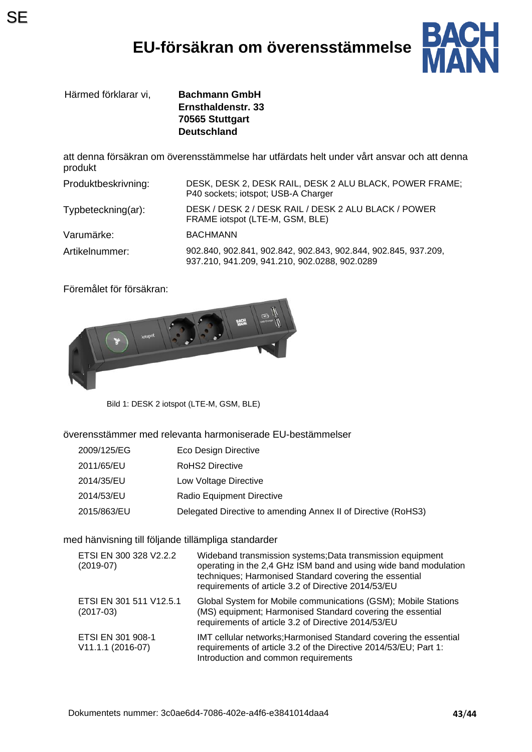SE

# EU-försäkran om överensstämmelse

Härmed förklarar vi, **Bachmann GmbH**
**Ernsthaldenstr. 33**
**70565 Stuttgart**
**Deutschland**

att denna försäkran om överensstämmelse har utfärdats helt under vårt ansvar och att denna produkt

| | |
|---|---|
| Produktbeskrivning: | DESK, DESK 2, DESK RAIL, DESK 2 ALU BLACK, POWER FRAME; P40 sockets; iotspot; USB-A Charger |
| Typbeteckning(ar): | DESK / DESK 2 / DESK RAIL / DESK 2 ALU BLACK / POWER FRAME iotspot (LTE-M, GSM, BLE) |
| Varumärke: | BACHMANN |
| Artikelnummer: | 902.840, 902.841, 902.842, 902.843, 902.844, 902.845, 937.209, 937.210, 941.209, 941.210, 902.0288, 902.0289 |

Föremålet för försäkran:

Bild 1: DESK 2 iotspot (LTE-M, GSM, BLE)

överensstämmer med relevanta harmoniserade EU-bestämmelser

| | |
|---|---|
| 2009/125/EG | Eco Design Directive |
| 2011/65/EU | RoHS2 Directive |
| 2014/35/EU | Low Voltage Directive |
| 2014/53/EU | Radio Equipment Directive |
| 2015/863/EU | Delegated Directive to amending Annex II of Directive (RoHS3) |

med hänvisning till följande tillämpliga standarder

| | |
|---|---|
| ETSI EN 300 328 V2.2.2 (2019-07) | Wideband transmission systems;Data transmission equipment operating in the 2,4 GHz ISM band and using wide band modulation techniques; Harmonised Standard covering the essential requirements of article 3.2 of Directive 2014/53/EU |
| ETSI EN 301 511 V12.5.1 (2017-03) | Global System for Mobile communications (GSM); Mobile Stations (MS) equipment; Harmonised Standard covering the essential requirements of article 3.2 of Directive 2014/53/EU |
| ETSI EN 301 908-1 V11.1.1 (2016-07) | IMT cellular networks;Harmonised Standard covering the essential requirements of article 3.2 of the Directive 2014/53/EU; Part 1: Introduction and common requirements |

Dokumentets nummer: 3c0ae6d4-7086-402e-a4f6-e3841014daa4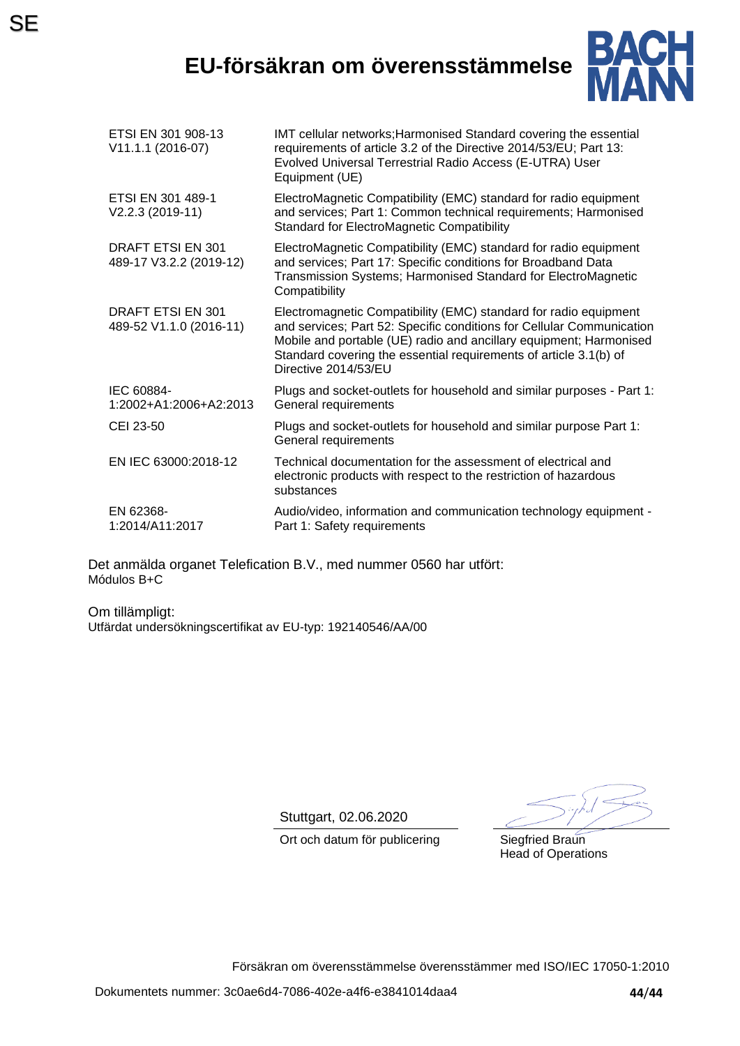SE

# EU-försäkran om överensstämmelse

| | |
|---|---|
| ETSI EN 301 908-13 V11.1.1 (2016-07) | IMT cellular networks;Harmonised Standard covering the essential requirements of article 3.2 of the Directive 2014/53/EU; Part 13: Evolved Universal Terrestrial Radio Access (E-UTRA) User Equipment (UE) |
| ETSI EN 301 489-1 V2.2.3 (2019-11) | ElectroMagnetic Compatibility (EMC) standard for radio equipment and services; Part 1: Common technical requirements; Harmonised Standard for ElectroMagnetic Compatibility |
| DRAFT ETSI EN 301 489-17 V3.2.2 (2019-12) | ElectroMagnetic Compatibility (EMC) standard for radio equipment and services; Part 17: Specific conditions for Broadband Data Transmission Systems; Harmonised Standard for ElectroMagnetic Compatibility |
| DRAFT ETSI EN 301 489-52 V1.1.0 (2016-11) | Electromagnetic Compatibility (EMC) standard for radio equipment and services; Part 52: Specific conditions for Cellular Communication Mobile and portable (UE) radio and ancillary equipment; Harmonised Standard covering the essential requirements of article 3.1(b) of Directive 2014/53/EU |
| IEC 60884-1:2002+A1:2006+A2:2013 | Plugs and socket-outlets for household and similar purposes - Part 1: General requirements |
| CEI 23-50 | Plugs and socket-outlets for household and similar purpose Part 1: General requirements |
| EN IEC 63000:2018-12 | Technical documentation for the assessment of electrical and electronic products with respect to the restriction of hazardous substances |
| EN 62368-1:2014/A11:2017 | Audio/video, information and communication technology equipment - Part 1: Safety requirements |

Det anmälda organet Telefication B.V., med nummer 0560 har utfört:
Módulos B+C

Om tillämpligt:
Utfärdat undersökningscertifikat av EU-typ: 192140546/AA/00

Stuttgart, 02.06.2020
Ort och datum för publicering

Siegfried Braun
Head of Operations

Försäkran om överensstämmelse överensstämmer med ISO/IEC 17050-1:2010

Dokumentets nummer: 3c0ae6d4-7086-402e-a4f6-e3841014daa4